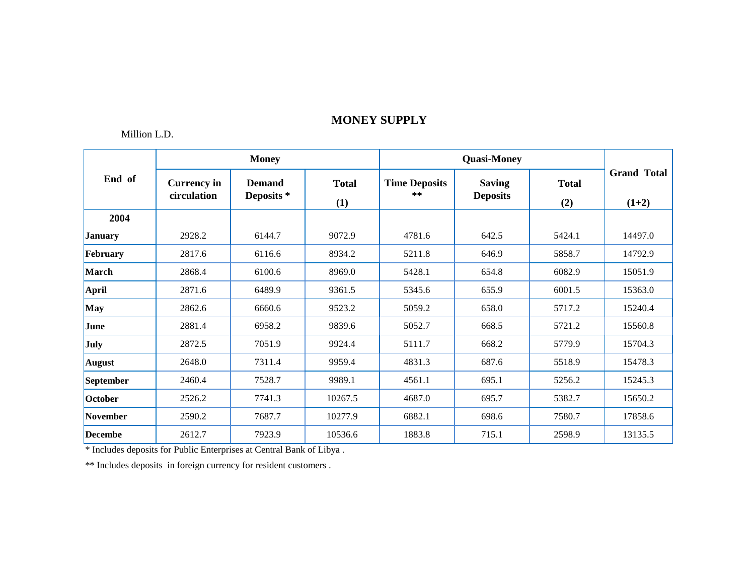## MONEY SUPPLY

Million L.D.

| End of | Money | | | Quasi-Money | | | Grand Total |
|---|---|---|---|---|---|---|---|
| | Currency in circulation | Demand Deposits * | Total (1) | Time Deposits ** | Saving Deposits | Total (2) | (1+2) |
| **2004** | | | | | | | |
| **January** | 2928.2 | 6144.7 | 9072.9 | 4781.6 | 642.5 | 5424.1 | 14497.0 |
| **February** | 2817.6 | 6116.6 | 8934.2 | 5211.8 | 646.9 | 5858.7 | 14792.9 |
| **March** | 2868.4 | 6100.6 | 8969.0 | 5428.1 | 654.8 | 6082.9 | 15051.9 |
| **April** | 2871.6 | 6489.9 | 9361.5 | 5345.6 | 655.9 | 6001.5 | 15363.0 |
| **May** | 2862.6 | 6660.6 | 9523.2 | 5059.2 | 658.0 | 5717.2 | 15240.4 |
| **June** | 2881.4 | 6958.2 | 9839.6 | 5052.7 | 668.5 | 5721.2 | 15560.8 |
| **July** | 2872.5 | 7051.9 | 9924.4 | 5111.7 | 668.2 | 5779.9 | 15704.3 |
| **August** | 2648.0 | 7311.4 | 9959.4 | 4831.3 | 687.6 | 5518.9 | 15478.3 |
| **September** | 2460.4 | 7528.7 | 9989.1 | 4561.1 | 695.1 | 5256.2 | 15245.3 |
| **October** | 2526.2 | 7741.3 | 10267.5 | 4687.0 | 695.7 | 5382.7 | 15650.2 |
| **November** | 2590.2 | 7687.7 | 10277.9 | 6882.1 | 698.6 | 7580.7 | 17858.6 |
| **Decembe** | 2612.7 | 7923.9 | 10536.6 | 1883.8 | 715.1 | 2598.9 | 13135.5 |

* Includes deposits for Public Enterprises at Central Bank of Libya .

** Includes deposits in foreign currency for resident customers .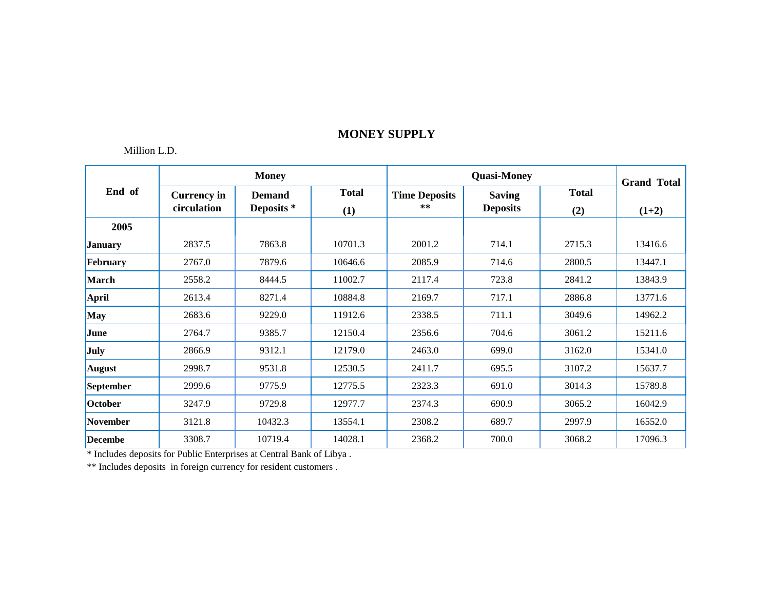## MONEY SUPPLY

Million L.D.

| End of | Money | | | Quasi-Money | | | Grand Total |
|---|---|---|---|---|---|---|---|
| | Currency in circulation | Demand Deposits * | Total (1) | Time Deposits ** | Saving Deposits | Total (2) | (1+2) |
| **2005** | | | | | | | |
| **January** | 2837.5 | 7863.8 | 10701.3 | 2001.2 | 714.1 | 2715.3 | 13416.6 |
| **February** | 2767.0 | 7879.6 | 10646.6 | 2085.9 | 714.6 | 2800.5 | 13447.1 |
| **March** | 2558.2 | 8444.5 | 11002.7 | 2117.4 | 723.8 | 2841.2 | 13843.9 |
| **April** | 2613.4 | 8271.4 | 10884.8 | 2169.7 | 717.1 | 2886.8 | 13771.6 |
| **May** | 2683.6 | 9229.0 | 11912.6 | 2338.5 | 711.1 | 3049.6 | 14962.2 |
| **June** | 2764.7 | 9385.7 | 12150.4 | 2356.6 | 704.6 | 3061.2 | 15211.6 |
| **July** | 2866.9 | 9312.1 | 12179.0 | 2463.0 | 699.0 | 3162.0 | 15341.0 |
| **August** | 2998.7 | 9531.8 | 12530.5 | 2411.7 | 695.5 | 3107.2 | 15637.7 |
| **September** | 2999.6 | 9775.9 | 12775.5 | 2323.3 | 691.0 | 3014.3 | 15789.8 |
| **October** | 3247.9 | 9729.8 | 12977.7 | 2374.3 | 690.9 | 3065.2 | 16042.9 |
| **November** | 3121.8 | 10432.3 | 13554.1 | 2308.2 | 689.7 | 2997.9 | 16552.0 |
| **Decembe** | 3308.7 | 10719.4 | 14028.1 | 2368.2 | 700.0 | 3068.2 | 17096.3 |

* Includes deposits for Public Enterprises at Central Bank of Libya .

** Includes deposits in foreign currency for resident customers .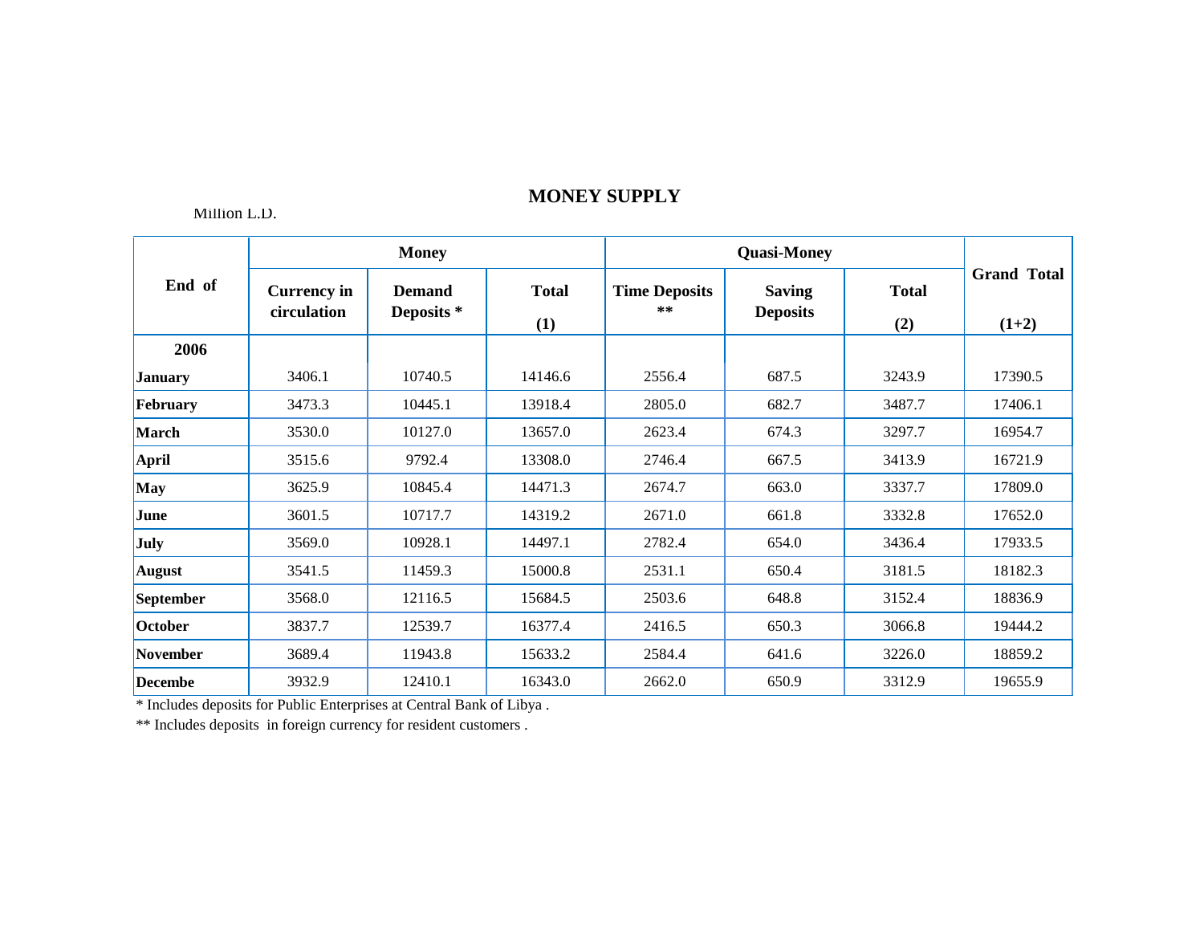# MONEY SUPPLY

Million L.D.

| End of | Money | | | Quasi-Money | | | Grand Total |
|---|---|---|---|---|---|---|---|
| | Currency in circulation | Demand Deposits * | Total (1) | Time Deposits ** | Saving Deposits | Total (2) | (1+2) |
| **2006** | | | | | | | |
| **January** | 3406.1 | 10740.5 | 14146.6 | 2556.4 | 687.5 | 3243.9 | 17390.5 |
| **February** | 3473.3 | 10445.1 | 13918.4 | 2805.0 | 682.7 | 3487.7 | 17406.1 |
| **March** | 3530.0 | 10127.0 | 13657.0 | 2623.4 | 674.3 | 3297.7 | 16954.7 |
| **April** | 3515.6 | 9792.4 | 13308.0 | 2746.4 | 667.5 | 3413.9 | 16721.9 |
| **May** | 3625.9 | 10845.4 | 14471.3 | 2674.7 | 663.0 | 3337.7 | 17809.0 |
| **June** | 3601.5 | 10717.7 | 14319.2 | 2671.0 | 661.8 | 3332.8 | 17652.0 |
| **July** | 3569.0 | 10928.1 | 14497.1 | 2782.4 | 654.0 | 3436.4 | 17933.5 |
| **August** | 3541.5 | 11459.3 | 15000.8 | 2531.1 | 650.4 | 3181.5 | 18182.3 |
| **September** | 3568.0 | 12116.5 | 15684.5 | 2503.6 | 648.8 | 3152.4 | 18836.9 |
| **October** | 3837.7 | 12539.7 | 16377.4 | 2416.5 | 650.3 | 3066.8 | 19444.2 |
| **November** | 3689.4 | 11943.8 | 15633.2 | 2584.4 | 641.6 | 3226.0 | 18859.2 |
| **Decembe** | 3932.9 | 12410.1 | 16343.0 | 2662.0 | 650.9 | 3312.9 | 19655.9 |

* Includes deposits for Public Enterprises at Central Bank of Libya .

** Includes deposits in foreign currency for resident customers .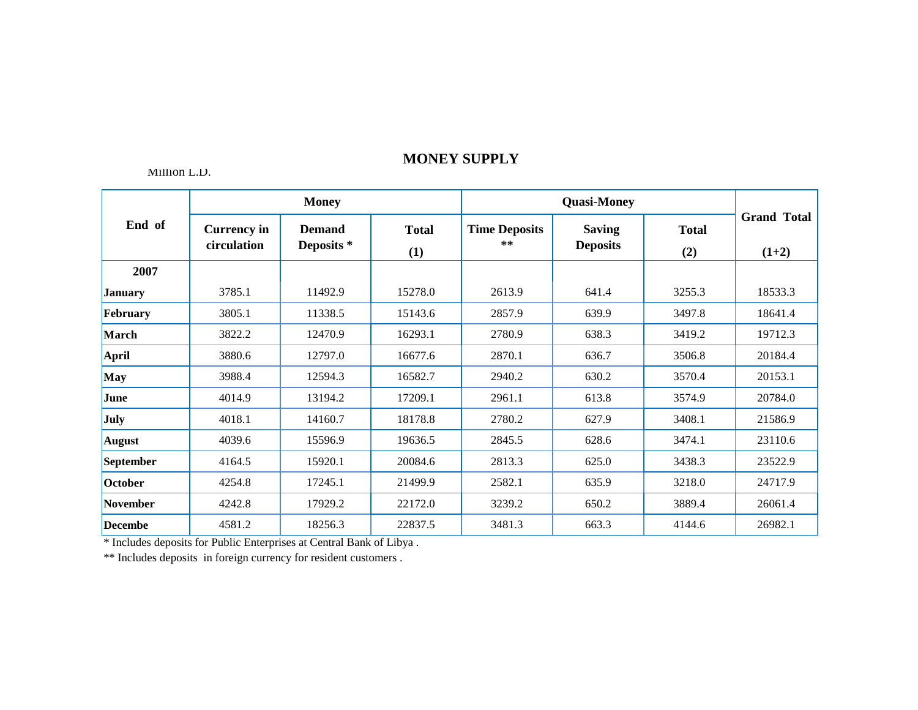## MONEY SUPPLY

Million L.D.

| End of | Money | | | Quasi-Money | | | Grand Total |
|---|---|---|---|---|---|---|---|
| | Currency in circulation | Demand Deposits * | Total (1) | Time Deposits ** | Saving Deposits | Total (2) | (1+2) |
| **2007** | | | | | | | |
| **January** | 3785.1 | 11492.9 | 15278.0 | 2613.9 | 641.4 | 3255.3 | 18533.3 |
| **February** | 3805.1 | 11338.5 | 15143.6 | 2857.9 | 639.9 | 3497.8 | 18641.4 |
| **March** | 3822.2 | 12470.9 | 16293.1 | 2780.9 | 638.3 | 3419.2 | 19712.3 |
| **April** | 3880.6 | 12797.0 | 16677.6 | 2870.1 | 636.7 | 3506.8 | 20184.4 |
| **May** | 3988.4 | 12594.3 | 16582.7 | 2940.2 | 630.2 | 3570.4 | 20153.1 |
| **June** | 4014.9 | 13194.2 | 17209.1 | 2961.1 | 613.8 | 3574.9 | 20784.0 |
| **July** | 4018.1 | 14160.7 | 18178.8 | 2780.2 | 627.9 | 3408.1 | 21586.9 |
| **August** | 4039.6 | 15596.9 | 19636.5 | 2845.5 | 628.6 | 3474.1 | 23110.6 |
| **September** | 4164.5 | 15920.1 | 20084.6 | 2813.3 | 625.0 | 3438.3 | 23522.9 |
| **October** | 4254.8 | 17245.1 | 21499.9 | 2582.1 | 635.9 | 3218.0 | 24717.9 |
| **November** | 4242.8 | 17929.2 | 22172.0 | 3239.2 | 650.2 | 3889.4 | 26061.4 |
| **Decembe** | 4581.2 | 18256.3 | 22837.5 | 3481.3 | 663.3 | 4144.6 | 26982.1 |

* Includes deposits for Public Enterprises at Central Bank of Libya .

** Includes deposits in foreign currency for resident customers .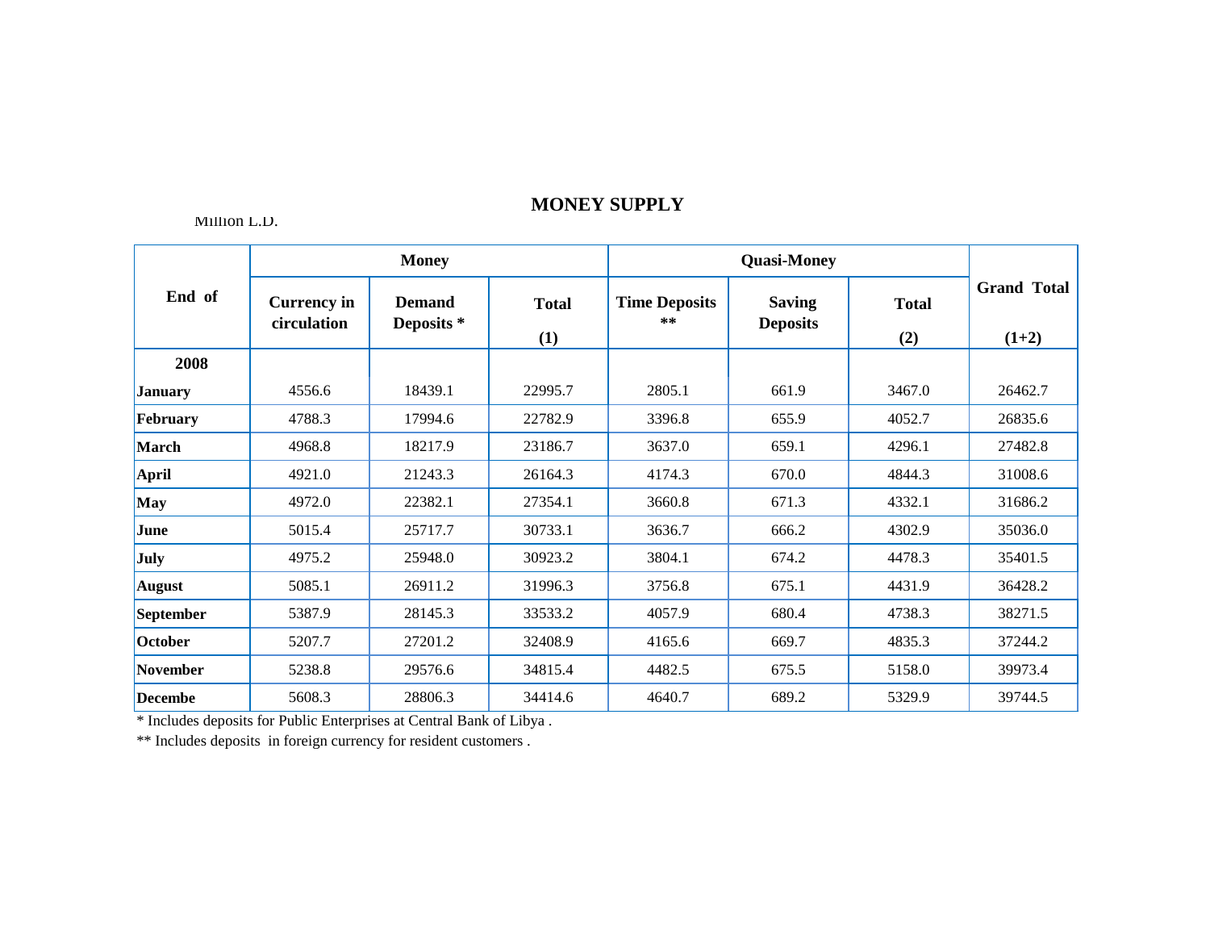## MONEY SUPPLY

Million L.D.

| End of | Money | | | Quasi-Money | | | Grand Total |
|---|---|---|---|---|---|---|---|
| | Currency in circulation | Demand Deposits * | Total (1) | Time Deposits ** | Saving Deposits | Total (2) | (1+2) |
| **2008** | | | | | | | |
| **January** | 4556.6 | 18439.1 | 22995.7 | 2805.1 | 661.9 | 3467.0 | 26462.7 |
| **February** | 4788.3 | 17994.6 | 22782.9 | 3396.8 | 655.9 | 4052.7 | 26835.6 |
| **March** | 4968.8 | 18217.9 | 23186.7 | 3637.0 | 659.1 | 4296.1 | 27482.8 |
| **April** | 4921.0 | 21243.3 | 26164.3 | 4174.3 | 670.0 | 4844.3 | 31008.6 |
| **May** | 4972.0 | 22382.1 | 27354.1 | 3660.8 | 671.3 | 4332.1 | 31686.2 |
| **June** | 5015.4 | 25717.7 | 30733.1 | 3636.7 | 666.2 | 4302.9 | 35036.0 |
| **July** | 4975.2 | 25948.0 | 30923.2 | 3804.1 | 674.2 | 4478.3 | 35401.5 |
| **August** | 5085.1 | 26911.2 | 31996.3 | 3756.8 | 675.1 | 4431.9 | 36428.2 |
| **September** | 5387.9 | 28145.3 | 33533.2 | 4057.9 | 680.4 | 4738.3 | 38271.5 |
| **October** | 5207.7 | 27201.2 | 32408.9 | 4165.6 | 669.7 | 4835.3 | 37244.2 |
| **November** | 5238.8 | 29576.6 | 34815.4 | 4482.5 | 675.5 | 5158.0 | 39973.4 |
| **Decembe** | 5608.3 | 28806.3 | 34414.6 | 4640.7 | 689.2 | 5329.9 | 39744.5 |

* Includes deposits for Public Enterprises at Central Bank of Libya .

** Includes deposits in foreign currency for resident customers .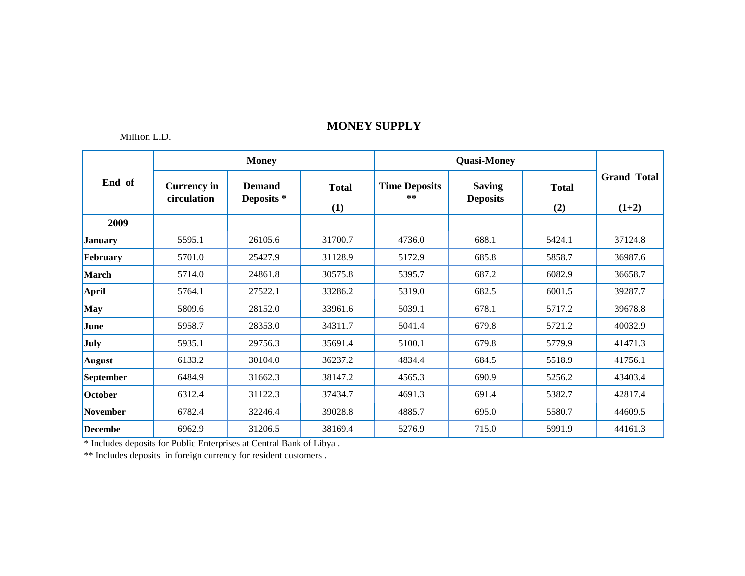# MONEY SUPPLY

Million L.D.

| End of | Money | | | Quasi-Money | | | Grand Total |
|---|---|---|---|---|---|---|---|
| | Currency in circulation | Demand Deposits * | Total (1) | Time Deposits ** | Saving Deposits | Total (2) | (1+2) |
| **2009** | | | | | | | |
| **January** | 5595.1 | 26105.6 | 31700.7 | 4736.0 | 688.1 | 5424.1 | 37124.8 |
| **February** | 5701.0 | 25427.9 | 31128.9 | 5172.9 | 685.8 | 5858.7 | 36987.6 |
| **March** | 5714.0 | 24861.8 | 30575.8 | 5395.7 | 687.2 | 6082.9 | 36658.7 |
| **April** | 5764.1 | 27522.1 | 33286.2 | 5319.0 | 682.5 | 6001.5 | 39287.7 |
| **May** | 5809.6 | 28152.0 | 33961.6 | 5039.1 | 678.1 | 5717.2 | 39678.8 |
| **June** | 5958.7 | 28353.0 | 34311.7 | 5041.4 | 679.8 | 5721.2 | 40032.9 |
| **July** | 5935.1 | 29756.3 | 35691.4 | 5100.1 | 679.8 | 5779.9 | 41471.3 |
| **August** | 6133.2 | 30104.0 | 36237.2 | 4834.4 | 684.5 | 5518.9 | 41756.1 |
| **September** | 6484.9 | 31662.3 | 38147.2 | 4565.3 | 690.9 | 5256.2 | 43403.4 |
| **October** | 6312.4 | 31122.3 | 37434.7 | 4691.3 | 691.4 | 5382.7 | 42817.4 |
| **November** | 6782.4 | 32246.4 | 39028.8 | 4885.7 | 695.0 | 5580.7 | 44609.5 |
| **Decembe** | 6962.9 | 31206.5 | 38169.4 | 5276.9 | 715.0 | 5991.9 | 44161.3 |

* Includes deposits for Public Enterprises at Central Bank of Libya .

** Includes deposits in foreign currency for resident customers .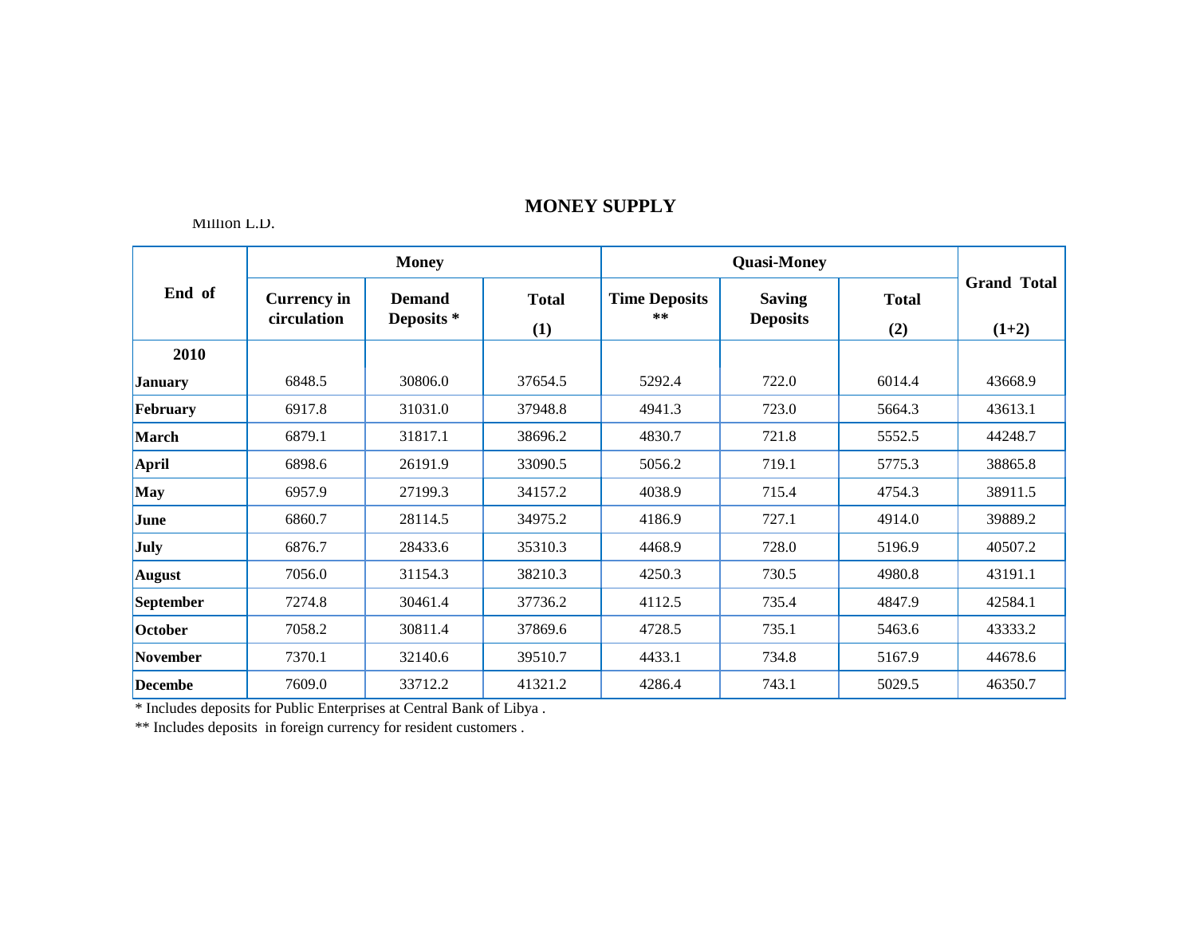# MONEY SUPPLY

Million L.D.

| End of | Money | | | Quasi-Money | | | Grand Total |
|---|---|---|---|---|---|---|---|
| | Currency in circulation | Demand Deposits * | Total (1) | Time Deposits ** | Saving Deposits | Total (2) | (1+2) |
| **2010** | | | | | | | |
| **January** | 6848.5 | 30806.0 | 37654.5 | 5292.4 | 722.0 | 6014.4 | 43668.9 |
| **February** | 6917.8 | 31031.0 | 37948.8 | 4941.3 | 723.0 | 5664.3 | 43613.1 |
| **March** | 6879.1 | 31817.1 | 38696.2 | 4830.7 | 721.8 | 5552.5 | 44248.7 |
| **April** | 6898.6 | 26191.9 | 33090.5 | 5056.2 | 719.1 | 5775.3 | 38865.8 |
| **May** | 6957.9 | 27199.3 | 34157.2 | 4038.9 | 715.4 | 4754.3 | 38911.5 |
| **June** | 6860.7 | 28114.5 | 34975.2 | 4186.9 | 727.1 | 4914.0 | 39889.2 |
| **July** | 6876.7 | 28433.6 | 35310.3 | 4468.9 | 728.0 | 5196.9 | 40507.2 |
| **August** | 7056.0 | 31154.3 | 38210.3 | 4250.3 | 730.5 | 4980.8 | 43191.1 |
| **September** | 7274.8 | 30461.4 | 37736.2 | 4112.5 | 735.4 | 4847.9 | 42584.1 |
| **October** | 7058.2 | 30811.4 | 37869.6 | 4728.5 | 735.1 | 5463.6 | 43333.2 |
| **November** | 7370.1 | 32140.6 | 39510.7 | 4433.1 | 734.8 | 5167.9 | 44678.6 |
| **Decembe** | 7609.0 | 33712.2 | 41321.2 | 4286.4 | 743.1 | 5029.5 | 46350.7 |

* Includes deposits for Public Enterprises at Central Bank of Libya .

** Includes deposits in foreign currency for resident customers .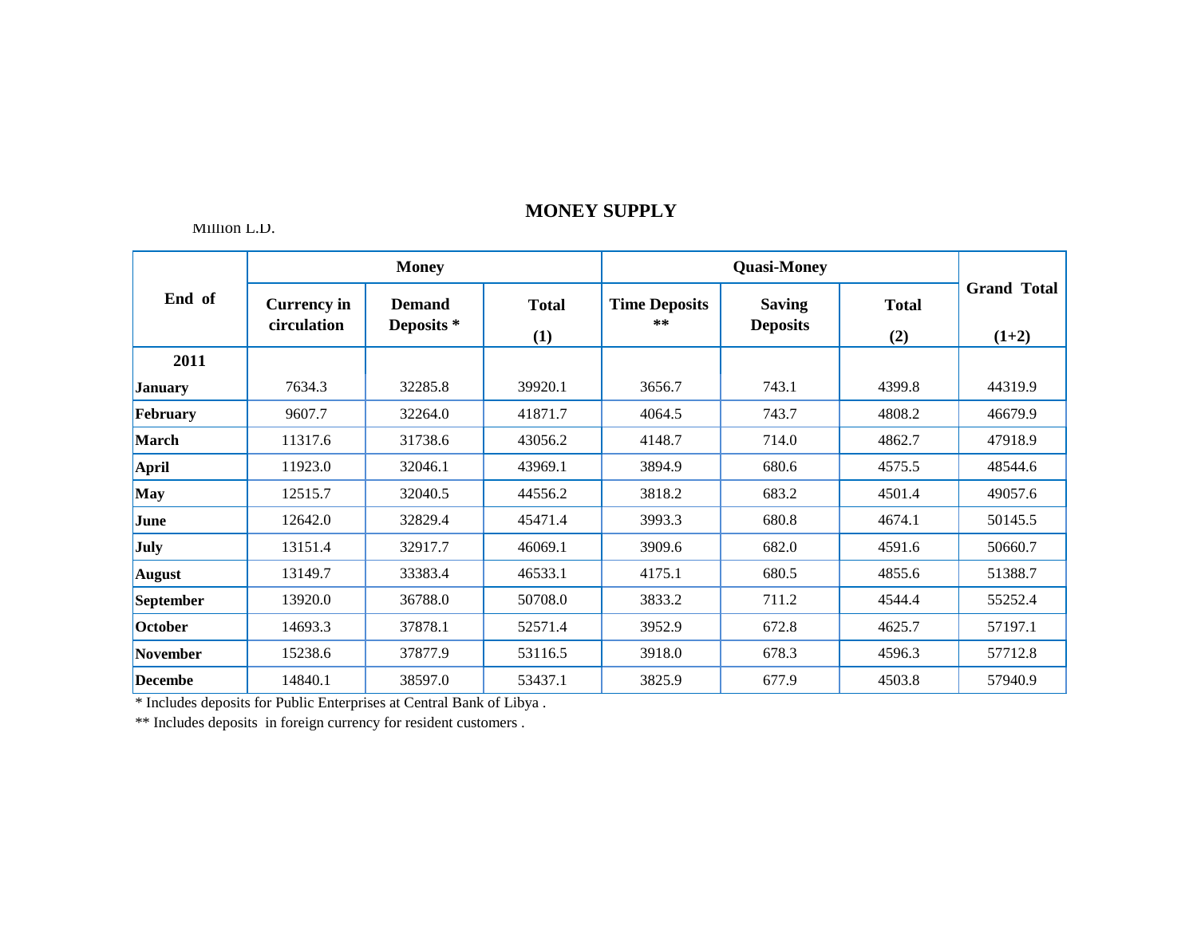## MONEY SUPPLY

Million L.D.

| End of | Money | | | Quasi-Money | | | Grand Total |
|---|---|---|---|---|---|---|---|
| | Currency in circulation | Demand Deposits * | Total (1) | Time Deposits ** | Saving Deposits | Total (2) | (1+2) |
| **2011** | | | | | | | |
| **January** | 7634.3 | 32285.8 | 39920.1 | 3656.7 | 743.1 | 4399.8 | 44319.9 |
| **February** | 9607.7 | 32264.0 | 41871.7 | 4064.5 | 743.7 | 4808.2 | 46679.9 |
| **March** | 11317.6 | 31738.6 | 43056.2 | 4148.7 | 714.0 | 4862.7 | 47918.9 |
| **April** | 11923.0 | 32046.1 | 43969.1 | 3894.9 | 680.6 | 4575.5 | 48544.6 |
| **May** | 12515.7 | 32040.5 | 44556.2 | 3818.2 | 683.2 | 4501.4 | 49057.6 |
| **June** | 12642.0 | 32829.4 | 45471.4 | 3993.3 | 680.8 | 4674.1 | 50145.5 |
| **July** | 13151.4 | 32917.7 | 46069.1 | 3909.6 | 682.0 | 4591.6 | 50660.7 |
| **August** | 13149.7 | 33383.4 | 46533.1 | 4175.1 | 680.5 | 4855.6 | 51388.7 |
| **September** | 13920.0 | 36788.0 | 50708.0 | 3833.2 | 711.2 | 4544.4 | 55252.4 |
| **October** | 14693.3 | 37878.1 | 52571.4 | 3952.9 | 672.8 | 4625.7 | 57197.1 |
| **November** | 15238.6 | 37877.9 | 53116.5 | 3918.0 | 678.3 | 4596.3 | 57712.8 |
| **Decembe** | 14840.1 | 38597.0 | 53437.1 | 3825.9 | 677.9 | 4503.8 | 57940.9 |

* Includes deposits for Public Enterprises at Central Bank of Libya .

** Includes deposits in foreign currency for resident customers .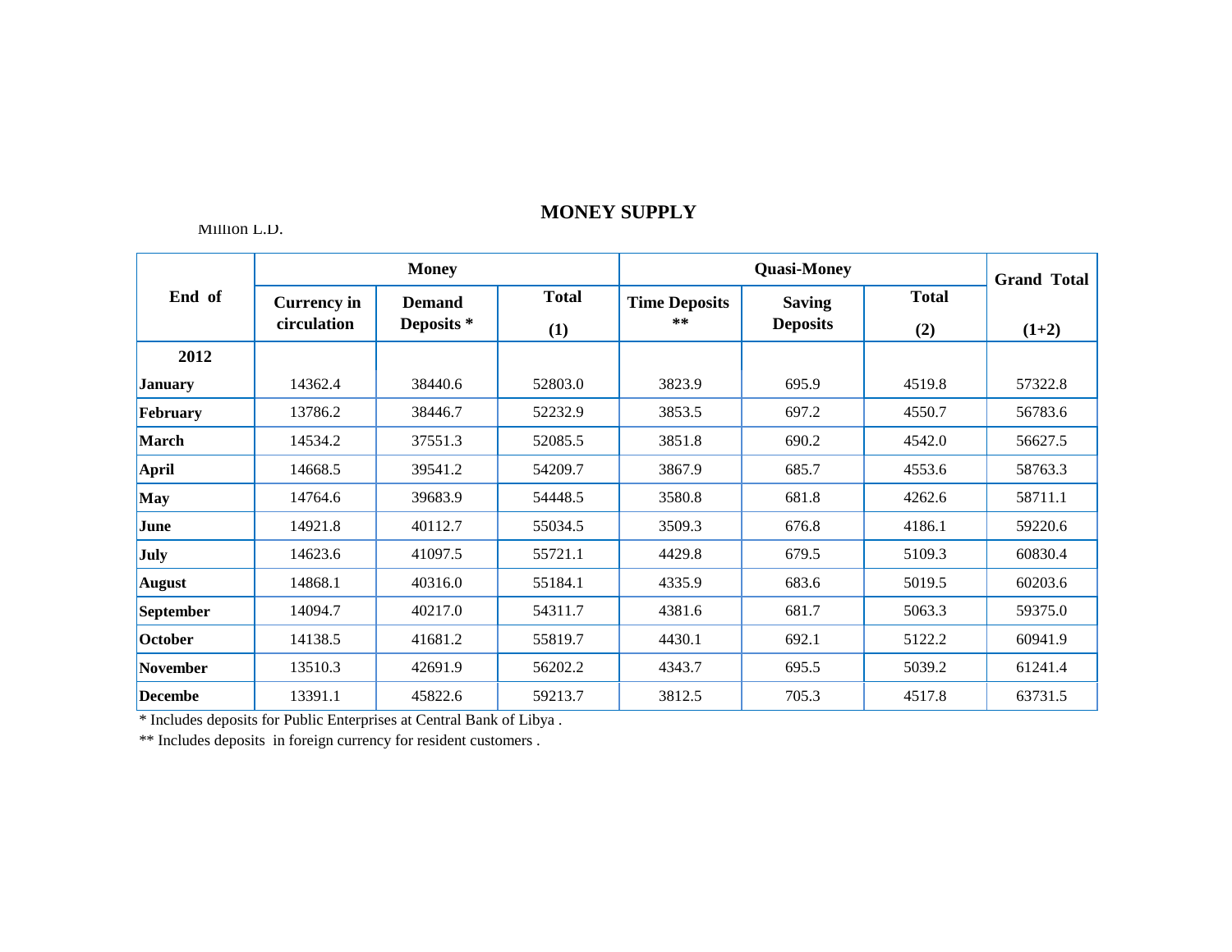## MONEY SUPPLY

Million L.D.

| End of | Money | | | Quasi-Money | | | Grand Total |
|---|---|---|---|---|---|---|---|
| | Currency in circulation | Demand Deposits * | Total (1) | Time Deposits ** | Saving Deposits | Total (2) | (1+2) |
| **2012** | | | | | | | |
| **January** | 14362.4 | 38440.6 | 52803.0 | 3823.9 | 695.9 | 4519.8 | 57322.8 |
| **February** | 13786.2 | 38446.7 | 52232.9 | 3853.5 | 697.2 | 4550.7 | 56783.6 |
| **March** | 14534.2 | 37551.3 | 52085.5 | 3851.8 | 690.2 | 4542.0 | 56627.5 |
| **April** | 14668.5 | 39541.2 | 54209.7 | 3867.9 | 685.7 | 4553.6 | 58763.3 |
| **May** | 14764.6 | 39683.9 | 54448.5 | 3580.8 | 681.8 | 4262.6 | 58711.1 |
| **June** | 14921.8 | 40112.7 | 55034.5 | 3509.3 | 676.8 | 4186.1 | 59220.6 |
| **July** | 14623.6 | 41097.5 | 55721.1 | 4429.8 | 679.5 | 5109.3 | 60830.4 |
| **August** | 14868.1 | 40316.0 | 55184.1 | 4335.9 | 683.6 | 5019.5 | 60203.6 |
| **September** | 14094.7 | 40217.0 | 54311.7 | 4381.6 | 681.7 | 5063.3 | 59375.0 |
| **October** | 14138.5 | 41681.2 | 55819.7 | 4430.1 | 692.1 | 5122.2 | 60941.9 |
| **November** | 13510.3 | 42691.9 | 56202.2 | 4343.7 | 695.5 | 5039.2 | 61241.4 |
| **Decembe** | 13391.1 | 45822.6 | 59213.7 | 3812.5 | 705.3 | 4517.8 | 63731.5 |

* Includes deposits for Public Enterprises at Central Bank of Libya .

** Includes deposits in foreign currency for resident customers .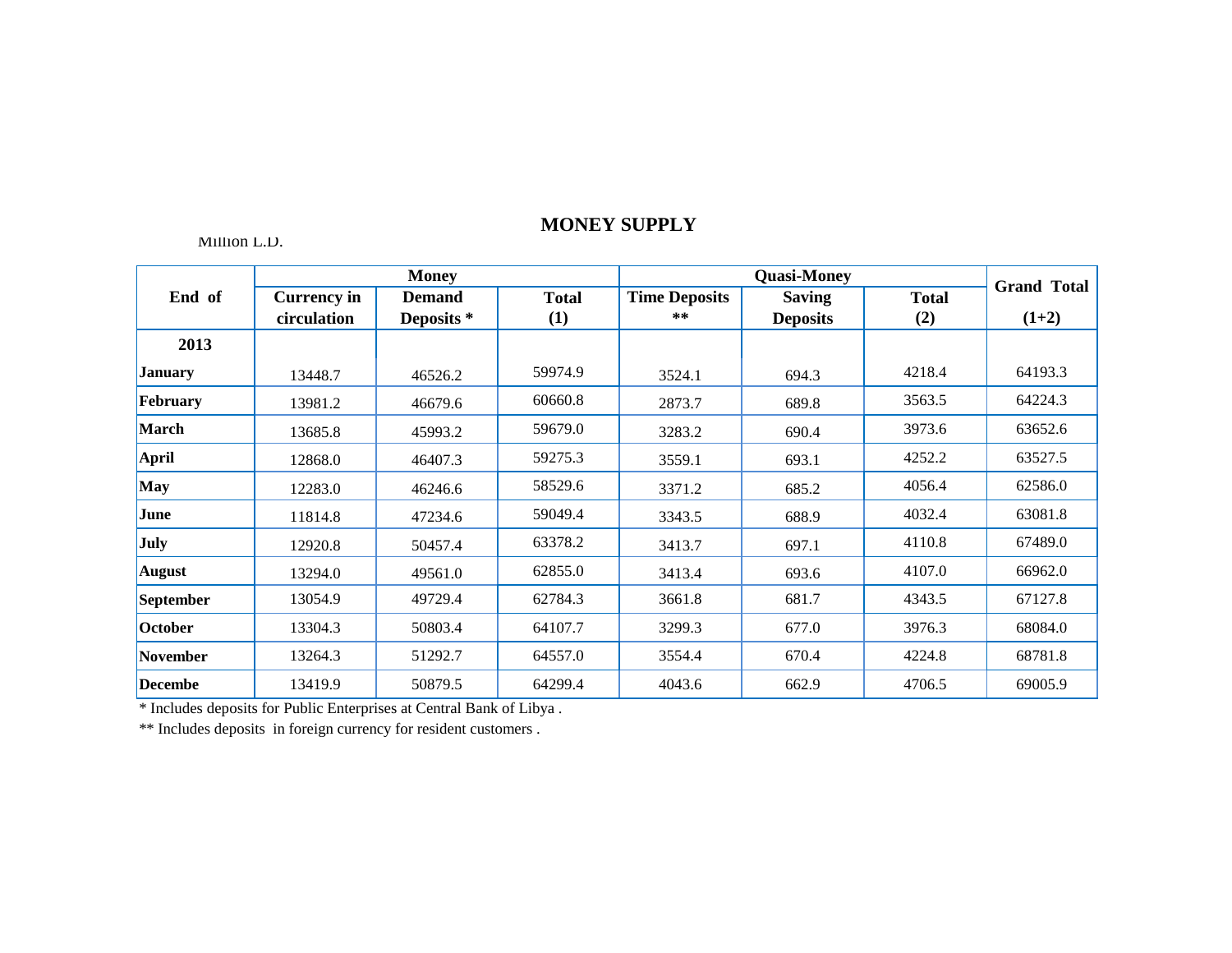## MONEY SUPPLY

Million L.D.

| End of | Money | | | Quasi-Money | | | Grand Total |
|---|---|---|---|---|---|---|---|
| | Currency in circulation | Demand Deposits * | Total (1) | Time Deposits ** | Saving Deposits | Total (2) | (1+2) |
| **2013** | | | | | | | |
| **January** | 13448.7 | 46526.2 | 59974.9 | 3524.1 | 694.3 | 4218.4 | 64193.3 |
| **February** | 13981.2 | 46679.6 | 60660.8 | 2873.7 | 689.8 | 3563.5 | 64224.3 |
| **March** | 13685.8 | 45993.2 | 59679.0 | 3283.2 | 690.4 | 3973.6 | 63652.6 |
| **April** | 12868.0 | 46407.3 | 59275.3 | 3559.1 | 693.1 | 4252.2 | 63527.5 |
| **May** | 12283.0 | 46246.6 | 58529.6 | 3371.2 | 685.2 | 4056.4 | 62586.0 |
| **June** | 11814.8 | 47234.6 | 59049.4 | 3343.5 | 688.9 | 4032.4 | 63081.8 |
| **July** | 12920.8 | 50457.4 | 63378.2 | 3413.7 | 697.1 | 4110.8 | 67489.0 |
| **August** | 13294.0 | 49561.0 | 62855.0 | 3413.4 | 693.6 | 4107.0 | 66962.0 |
| **September** | 13054.9 | 49729.4 | 62784.3 | 3661.8 | 681.7 | 4343.5 | 67127.8 |
| **October** | 13304.3 | 50803.4 | 64107.7 | 3299.3 | 677.0 | 3976.3 | 68084.0 |
| **November** | 13264.3 | 51292.7 | 64557.0 | 3554.4 | 670.4 | 4224.8 | 68781.8 |
| **Decembe** | 13419.9 | 50879.5 | 64299.4 | 4043.6 | 662.9 | 4706.5 | 69005.9 |

* Includes deposits for Public Enterprises at Central Bank of Libya .

** Includes deposits in foreign currency for resident customers .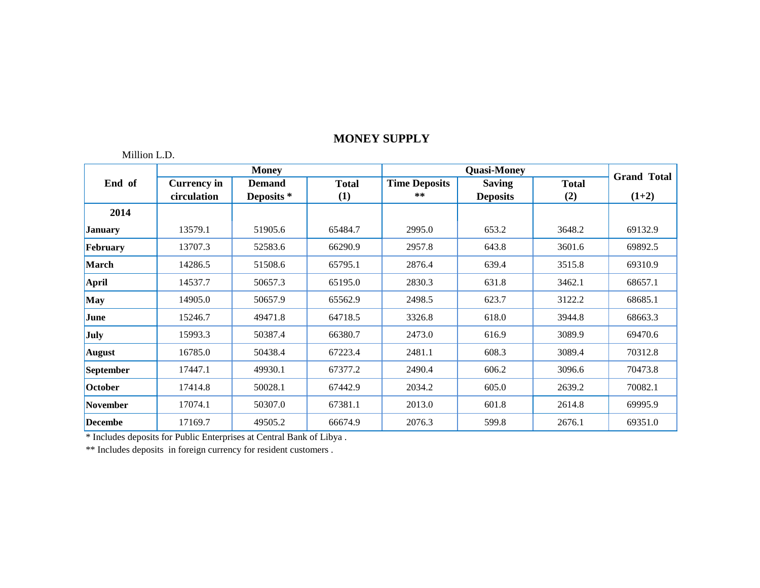## MONEY SUPPLY

Million L.D.

| End of | Money | | | Quasi-Money | | | Grand Total |
|---|---|---|---|---|---|---|---|
| | Currency in circulation | Demand Deposits * | Total (1) | Time Deposits ** | Saving Deposits | Total (2) | (1+2) |
| **2014** | | | | | | | |
| **January** | 13579.1 | 51905.6 | 65484.7 | 2995.0 | 653.2 | 3648.2 | 69132.9 |
| **February** | 13707.3 | 52583.6 | 66290.9 | 2957.8 | 643.8 | 3601.6 | 69892.5 |
| **March** | 14286.5 | 51508.6 | 65795.1 | 2876.4 | 639.4 | 3515.8 | 69310.9 |
| **April** | 14537.7 | 50657.3 | 65195.0 | 2830.3 | 631.8 | 3462.1 | 68657.1 |
| **May** | 14905.0 | 50657.9 | 65562.9 | 2498.5 | 623.7 | 3122.2 | 68685.1 |
| **June** | 15246.7 | 49471.8 | 64718.5 | 3326.8 | 618.0 | 3944.8 | 68663.3 |
| **July** | 15993.3 | 50387.4 | 66380.7 | 2473.0 | 616.9 | 3089.9 | 69470.6 |
| **August** | 16785.0 | 50438.4 | 67223.4 | 2481.1 | 608.3 | 3089.4 | 70312.8 |
| **September** | 17447.1 | 49930.1 | 67377.2 | 2490.4 | 606.2 | 3096.6 | 70473.8 |
| **October** | 17414.8 | 50028.1 | 67442.9 | 2034.2 | 605.0 | 2639.2 | 70082.1 |
| **November** | 17074.1 | 50307.0 | 67381.1 | 2013.0 | 601.8 | 2614.8 | 69995.9 |
| **Decembe** | 17169.7 | 49505.2 | 66674.9 | 2076.3 | 599.8 | 2676.1 | 69351.0 |

* Includes deposits for Public Enterprises at Central Bank of Libya .

** Includes deposits in foreign currency for resident customers .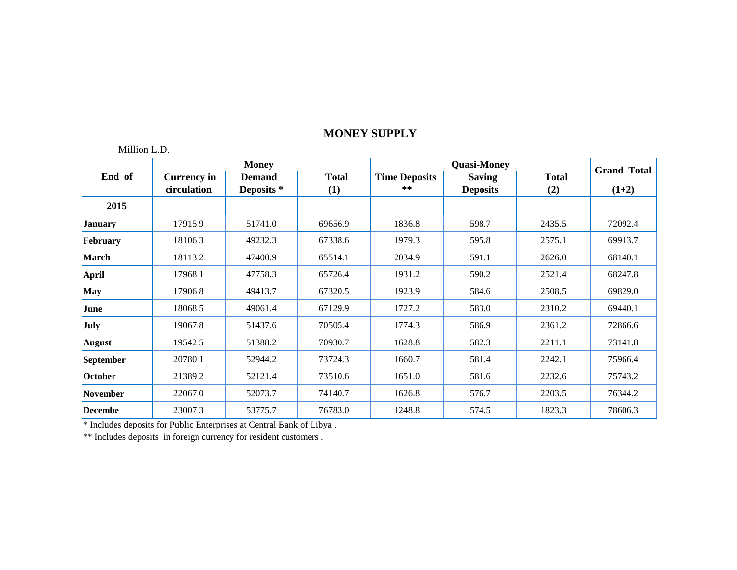## MONEY SUPPLY

Million L.D.

| End of | Money | | | Quasi-Money | | | Grand Total |
|---|---|---|---|---|---|---|---|
| | Currency in circulation | Demand Deposits * | Total (1) | Time Deposits ** | Saving Deposits | Total (2) | (1+2) |
| **2015** | | | | | | | |
| **January** | 17915.9 | 51741.0 | 69656.9 | 1836.8 | 598.7 | 2435.5 | 72092.4 |
| **February** | 18106.3 | 49232.3 | 67338.6 | 1979.3 | 595.8 | 2575.1 | 69913.7 |
| **March** | 18113.2 | 47400.9 | 65514.1 | 2034.9 | 591.1 | 2626.0 | 68140.1 |
| **April** | 17968.1 | 47758.3 | 65726.4 | 1931.2 | 590.2 | 2521.4 | 68247.8 |
| **May** | 17906.8 | 49413.7 | 67320.5 | 1923.9 | 584.6 | 2508.5 | 69829.0 |
| **June** | 18068.5 | 49061.4 | 67129.9 | 1727.2 | 583.0 | 2310.2 | 69440.1 |
| **July** | 19067.8 | 51437.6 | 70505.4 | 1774.3 | 586.9 | 2361.2 | 72866.6 |
| **August** | 19542.5 | 51388.2 | 70930.7 | 1628.8 | 582.3 | 2211.1 | 73141.8 |
| **September** | 20780.1 | 52944.2 | 73724.3 | 1660.7 | 581.4 | 2242.1 | 75966.4 |
| **October** | 21389.2 | 52121.4 | 73510.6 | 1651.0 | 581.6 | 2232.6 | 75743.2 |
| **November** | 22067.0 | 52073.7 | 74140.7 | 1626.8 | 576.7 | 2203.5 | 76344.2 |
| **Decembe** | 23007.3 | 53775.7 | 76783.0 | 1248.8 | 574.5 | 1823.3 | 78606.3 |

* Includes deposits for Public Enterprises at Central Bank of Libya .

** Includes deposits in foreign currency for resident customers .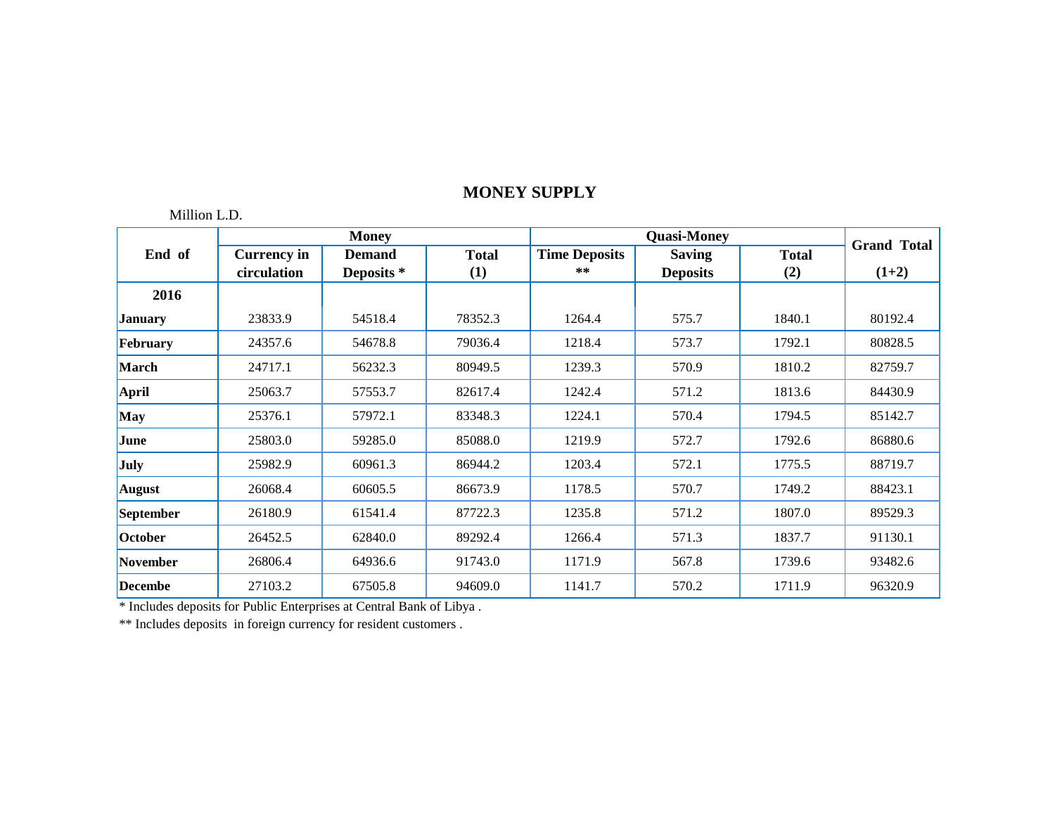## MONEY SUPPLY

Million L.D.

| End of | Money | | | Quasi-Money | | | Grand Total |
|---|---|---|---|---|---|---|---|
| | Currency in circulation | Demand Deposits * | Total (1) | Time Deposits ** | Saving Deposits | Total (2) | (1+2) |
| **2016** | | | | | | | |
| **January** | 23833.9 | 54518.4 | 78352.3 | 1264.4 | 575.7 | 1840.1 | 80192.4 |
| **February** | 24357.6 | 54678.8 | 79036.4 | 1218.4 | 573.7 | 1792.1 | 80828.5 |
| **March** | 24717.1 | 56232.3 | 80949.5 | 1239.3 | 570.9 | 1810.2 | 82759.7 |
| **April** | 25063.7 | 57553.7 | 82617.4 | 1242.4 | 571.2 | 1813.6 | 84430.9 |
| **May** | 25376.1 | 57972.1 | 83348.3 | 1224.1 | 570.4 | 1794.5 | 85142.7 |
| **June** | 25803.0 | 59285.0 | 85088.0 | 1219.9 | 572.7 | 1792.6 | 86880.6 |
| **July** | 25982.9 | 60961.3 | 86944.2 | 1203.4 | 572.1 | 1775.5 | 88719.7 |
| **August** | 26068.4 | 60605.5 | 86673.9 | 1178.5 | 570.7 | 1749.2 | 88423.1 |
| **September** | 26180.9 | 61541.4 | 87722.3 | 1235.8 | 571.2 | 1807.0 | 89529.3 |
| **October** | 26452.5 | 62840.0 | 89292.4 | 1266.4 | 571.3 | 1837.7 | 91130.1 |
| **November** | 26806.4 | 64936.6 | 91743.0 | 1171.9 | 567.8 | 1739.6 | 93482.6 |
| **Decembe** | 27103.2 | 67505.8 | 94609.0 | 1141.7 | 570.2 | 1711.9 | 96320.9 |

* Includes deposits for Public Enterprises at Central Bank of Libya .

** Includes deposits in foreign currency for resident customers .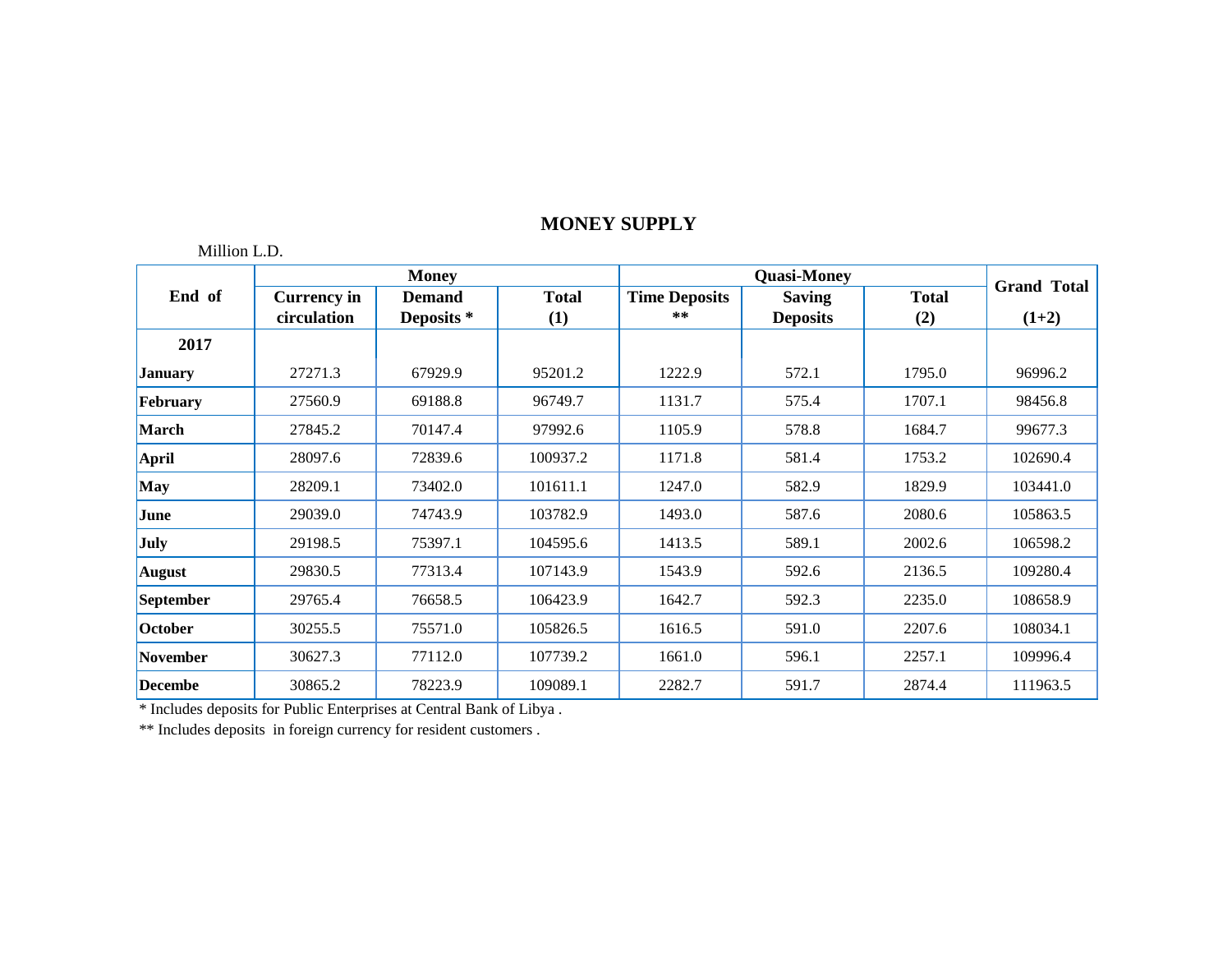# MONEY SUPPLY

Million L.D.

| End of | Money | | | Quasi-Money | | | Grand Total |
|---|---|---|---|---|---|---|---|
| | Currency in circulation | Demand Deposits * | Total (1) | Time Deposits ** | Saving Deposits | Total (2) | (1+2) |
| **2017** | | | | | | | |
| **January** | 27271.3 | 67929.9 | 95201.2 | 1222.9 | 572.1 | 1795.0 | 96996.2 |
| **February** | 27560.9 | 69188.8 | 96749.7 | 1131.7 | 575.4 | 1707.1 | 98456.8 |
| **March** | 27845.2 | 70147.4 | 97992.6 | 1105.9 | 578.8 | 1684.7 | 99677.3 |
| **April** | 28097.6 | 72839.6 | 100937.2 | 1171.8 | 581.4 | 1753.2 | 102690.4 |
| **May** | 28209.1 | 73402.0 | 101611.1 | 1247.0 | 582.9 | 1829.9 | 103441.0 |
| **June** | 29039.0 | 74743.9 | 103782.9 | 1493.0 | 587.6 | 2080.6 | 105863.5 |
| **July** | 29198.5 | 75397.1 | 104595.6 | 1413.5 | 589.1 | 2002.6 | 106598.2 |
| **August** | 29830.5 | 77313.4 | 107143.9 | 1543.9 | 592.6 | 2136.5 | 109280.4 |
| **September** | 29765.4 | 76658.5 | 106423.9 | 1642.7 | 592.3 | 2235.0 | 108658.9 |
| **October** | 30255.5 | 75571.0 | 105826.5 | 1616.5 | 591.0 | 2207.6 | 108034.1 |
| **November** | 30627.3 | 77112.0 | 107739.2 | 1661.0 | 596.1 | 2257.1 | 109996.4 |
| **Decembe** | 30865.2 | 78223.9 | 109089.1 | 2282.7 | 591.7 | 2874.4 | 111963.5 |

* Includes deposits for Public Enterprises at Central Bank of Libya .

** Includes deposits in foreign currency for resident customers .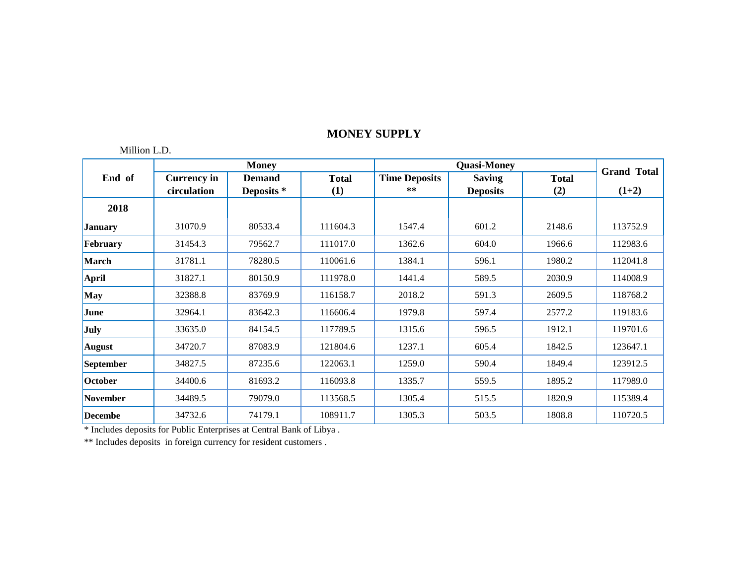# MONEY SUPPLY

Million L.D.

| End of | Money | | | Quasi-Money | | | Grand Total |
|---|---|---|---|---|---|---|---|
| | Currency in circulation | Demand Deposits * | Total (1) | Time Deposits ** | Saving Deposits | Total (2) | (1+2) |
| **2018** | | | | | | | |
| **January** | 31070.9 | 80533.4 | 111604.3 | 1547.4 | 601.2 | 2148.6 | 113752.9 |
| **February** | 31454.3 | 79562.7 | 111017.0 | 1362.6 | 604.0 | 1966.6 | 112983.6 |
| **March** | 31781.1 | 78280.5 | 110061.6 | 1384.1 | 596.1 | 1980.2 | 112041.8 |
| **April** | 31827.1 | 80150.9 | 111978.0 | 1441.4 | 589.5 | 2030.9 | 114008.9 |
| **May** | 32388.8 | 83769.9 | 116158.7 | 2018.2 | 591.3 | 2609.5 | 118768.2 |
| **June** | 32964.1 | 83642.3 | 116606.4 | 1979.8 | 597.4 | 2577.2 | 119183.6 |
| **July** | 33635.0 | 84154.5 | 117789.5 | 1315.6 | 596.5 | 1912.1 | 119701.6 |
| **August** | 34720.7 | 87083.9 | 121804.6 | 1237.1 | 605.4 | 1842.5 | 123647.1 |
| **September** | 34827.5 | 87235.6 | 122063.1 | 1259.0 | 590.4 | 1849.4 | 123912.5 |
| **October** | 34400.6 | 81693.2 | 116093.8 | 1335.7 | 559.5 | 1895.2 | 117989.0 |
| **November** | 34489.5 | 79079.0 | 113568.5 | 1305.4 | 515.5 | 1820.9 | 115389.4 |
| **Decembe** | 34732.6 | 74179.1 | 108911.7 | 1305.3 | 503.5 | 1808.8 | 110720.5 |

* Includes deposits for Public Enterprises at Central Bank of Libya .

** Includes deposits in foreign currency for resident customers .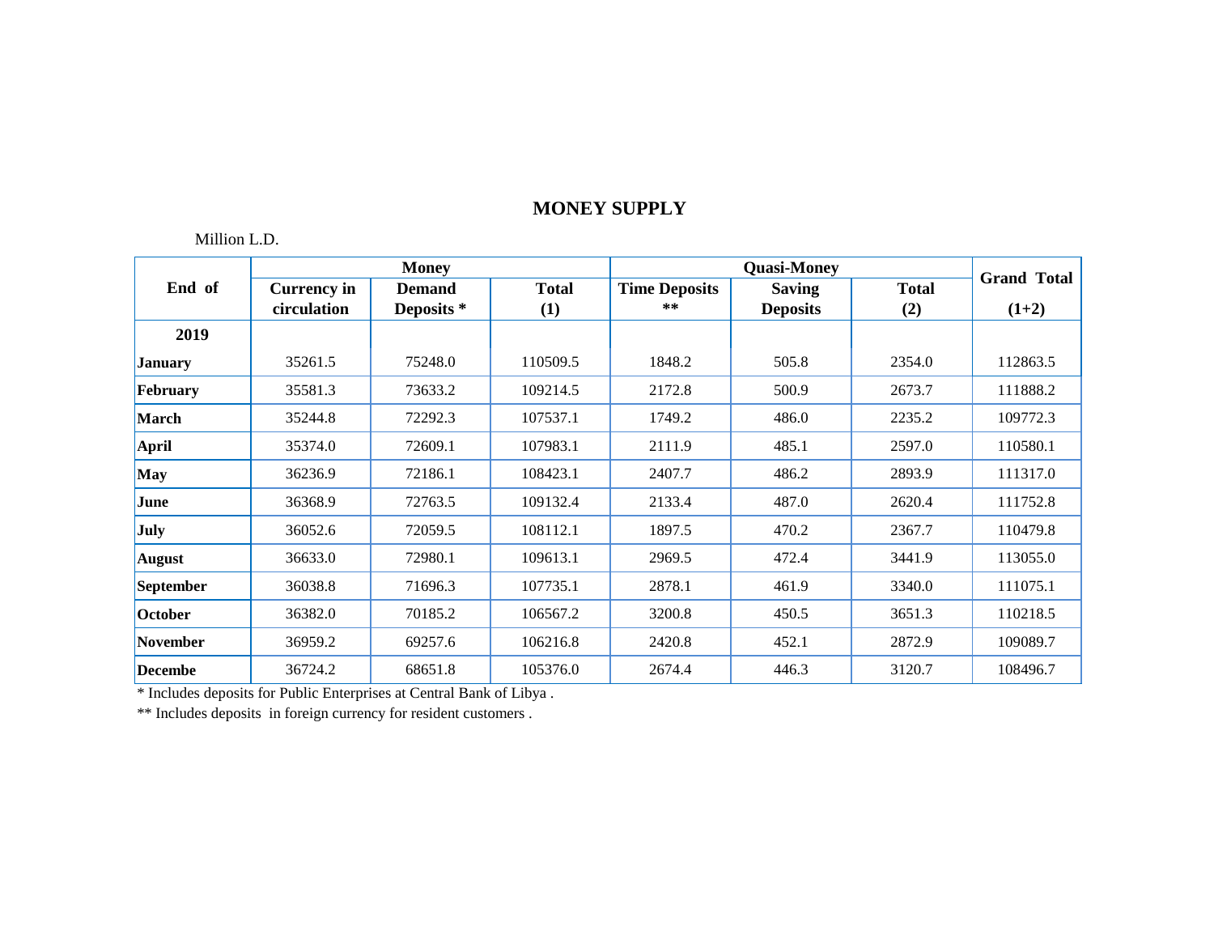## MONEY SUPPLY

Million L.D.

| End of | Money | | | Quasi-Money | | | Grand Total |
|---|---|---|---|---|---|---|---|
| | Currency in circulation | Demand Deposits * | Total (1) | Time Deposits ** | Saving Deposits | Total (2) | (1+2) |
| **2019** | | | | | | | |
| **January** | 35261.5 | 75248.0 | 110509.5 | 1848.2 | 505.8 | 2354.0 | 112863.5 |
| **February** | 35581.3 | 73633.2 | 109214.5 | 2172.8 | 500.9 | 2673.7 | 111888.2 |
| **March** | 35244.8 | 72292.3 | 107537.1 | 1749.2 | 486.0 | 2235.2 | 109772.3 |
| **April** | 35374.0 | 72609.1 | 107983.1 | 2111.9 | 485.1 | 2597.0 | 110580.1 |
| **May** | 36236.9 | 72186.1 | 108423.1 | 2407.7 | 486.2 | 2893.9 | 111317.0 |
| **June** | 36368.9 | 72763.5 | 109132.4 | 2133.4 | 487.0 | 2620.4 | 111752.8 |
| **July** | 36052.6 | 72059.5 | 108112.1 | 1897.5 | 470.2 | 2367.7 | 110479.8 |
| **August** | 36633.0 | 72980.1 | 109613.1 | 2969.5 | 472.4 | 3441.9 | 113055.0 |
| **September** | 36038.8 | 71696.3 | 107735.1 | 2878.1 | 461.9 | 3340.0 | 111075.1 |
| **October** | 36382.0 | 70185.2 | 106567.2 | 3200.8 | 450.5 | 3651.3 | 110218.5 |
| **November** | 36959.2 | 69257.6 | 106216.8 | 2420.8 | 452.1 | 2872.9 | 109089.7 |
| **Decembe** | 36724.2 | 68651.8 | 105376.0 | 2674.4 | 446.3 | 3120.7 | 108496.7 |

* Includes deposits for Public Enterprises at Central Bank of Libya .

** Includes deposits in foreign currency for resident customers .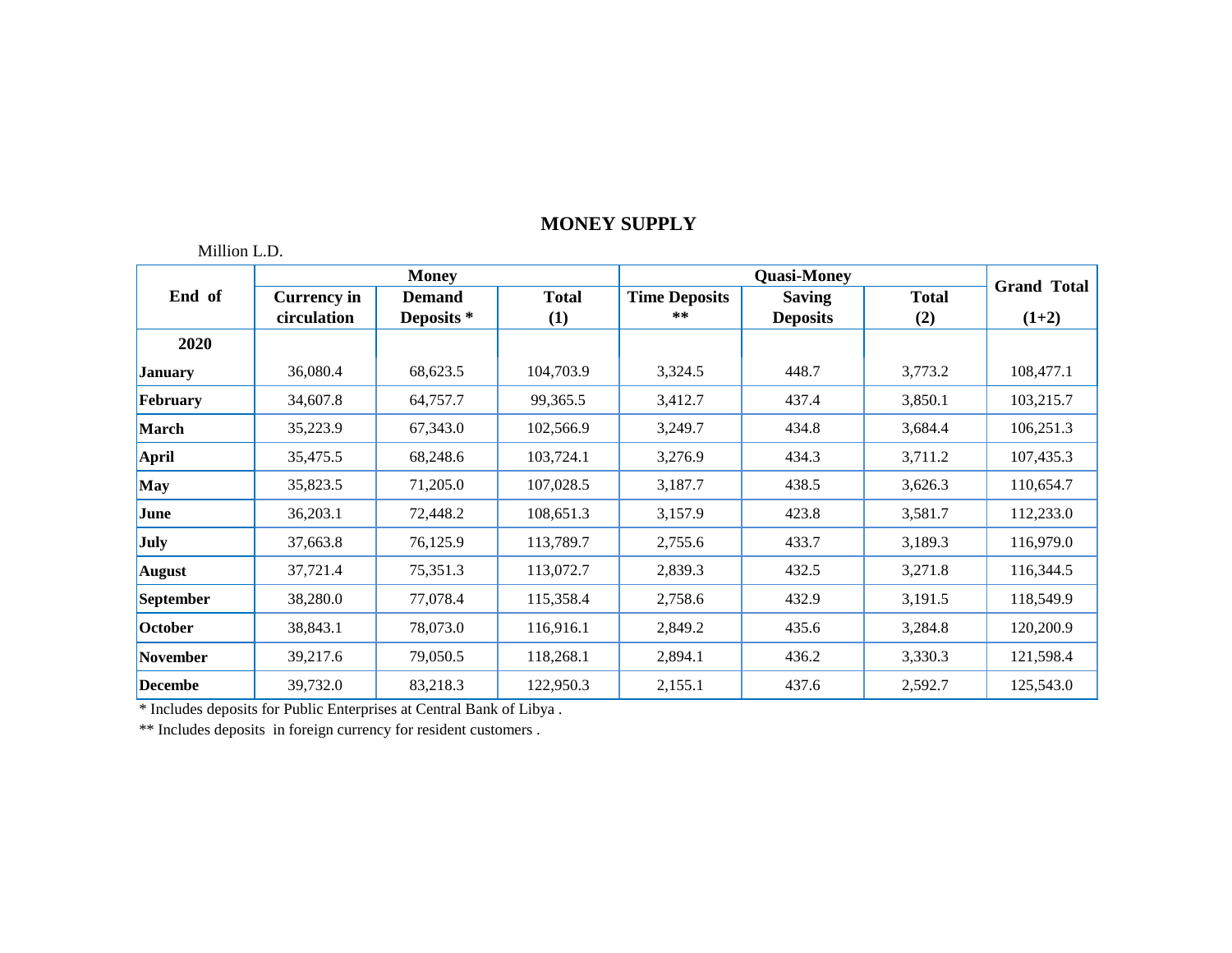## MONEY SUPPLY

Million L.D.

| End of | Money | | | Quasi-Money | | | Grand Total |
|---|---|---|---|---|---|---|---|
| | Currency in circulation | Demand Deposits * | Total (1) | Time Deposits ** | Saving Deposits | Total (2) | (1+2) |
| **2020** | | | | | | | |
| **January** | 36,080.4 | 68,623.5 | 104,703.9 | 3,324.5 | 448.7 | 3,773.2 | 108,477.1 |
| **February** | 34,607.8 | 64,757.7 | 99,365.5 | 3,412.7 | 437.4 | 3,850.1 | 103,215.7 |
| **March** | 35,223.9 | 67,343.0 | 102,566.9 | 3,249.7 | 434.8 | 3,684.4 | 106,251.3 |
| **April** | 35,475.5 | 68,248.6 | 103,724.1 | 3,276.9 | 434.3 | 3,711.2 | 107,435.3 |
| **May** | 35,823.5 | 71,205.0 | 107,028.5 | 3,187.7 | 438.5 | 3,626.3 | 110,654.7 |
| **June** | 36,203.1 | 72,448.2 | 108,651.3 | 3,157.9 | 423.8 | 3,581.7 | 112,233.0 |
| **July** | 37,663.8 | 76,125.9 | 113,789.7 | 2,755.6 | 433.7 | 3,189.3 | 116,979.0 |
| **August** | 37,721.4 | 75,351.3 | 113,072.7 | 2,839.3 | 432.5 | 3,271.8 | 116,344.5 |
| **September** | 38,280.0 | 77,078.4 | 115,358.4 | 2,758.6 | 432.9 | 3,191.5 | 118,549.9 |
| **October** | 38,843.1 | 78,073.0 | 116,916.1 | 2,849.2 | 435.6 | 3,284.8 | 120,200.9 |
| **November** | 39,217.6 | 79,050.5 | 118,268.1 | 2,894.1 | 436.2 | 3,330.3 | 121,598.4 |
| **Decembe** | 39,732.0 | 83,218.3 | 122,950.3 | 2,155.1 | 437.6 | 2,592.7 | 125,543.0 |

* Includes deposits for Public Enterprises at Central Bank of Libya .

** Includes deposits in foreign currency for resident customers .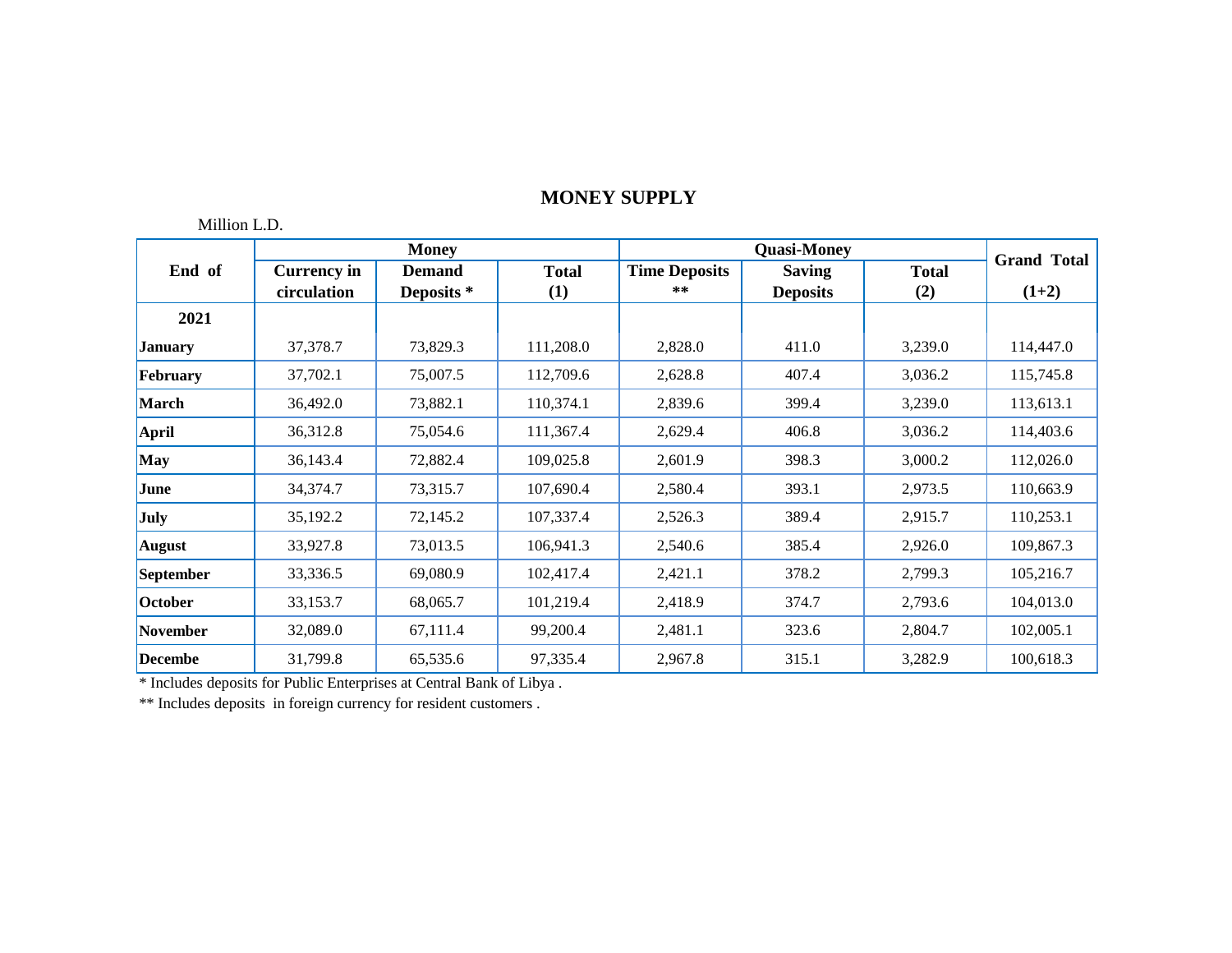## MONEY SUPPLY

Million L.D.

| End of | Money | | | Quasi-Money | | | Grand Total |
|---|---|---|---|---|---|---|---|
| | Currency in circulation | Demand Deposits * | Total (1) | Time Deposits ** | Saving Deposits | Total (2) | (1+2) |
| **2021** | | | | | | | |
| **January** | 37,378.7 | 73,829.3 | 111,208.0 | 2,828.0 | 411.0 | 3,239.0 | 114,447.0 |
| **February** | 37,702.1 | 75,007.5 | 112,709.6 | 2,628.8 | 407.4 | 3,036.2 | 115,745.8 |
| **March** | 36,492.0 | 73,882.1 | 110,374.1 | 2,839.6 | 399.4 | 3,239.0 | 113,613.1 |
| **April** | 36,312.8 | 75,054.6 | 111,367.4 | 2,629.4 | 406.8 | 3,036.2 | 114,403.6 |
| **May** | 36,143.4 | 72,882.4 | 109,025.8 | 2,601.9 | 398.3 | 3,000.2 | 112,026.0 |
| **June** | 34,374.7 | 73,315.7 | 107,690.4 | 2,580.4 | 393.1 | 2,973.5 | 110,663.9 |
| **July** | 35,192.2 | 72,145.2 | 107,337.4 | 2,526.3 | 389.4 | 2,915.7 | 110,253.1 |
| **August** | 33,927.8 | 73,013.5 | 106,941.3 | 2,540.6 | 385.4 | 2,926.0 | 109,867.3 |
| **September** | 33,336.5 | 69,080.9 | 102,417.4 | 2,421.1 | 378.2 | 2,799.3 | 105,216.7 |
| **October** | 33,153.7 | 68,065.7 | 101,219.4 | 2,418.9 | 374.7 | 2,793.6 | 104,013.0 |
| **November** | 32,089.0 | 67,111.4 | 99,200.4 | 2,481.1 | 323.6 | 2,804.7 | 102,005.1 |
| **Decembe** | 31,799.8 | 65,535.6 | 97,335.4 | 2,967.8 | 315.1 | 3,282.9 | 100,618.3 |

* Includes deposits for Public Enterprises at Central Bank of Libya .

** Includes deposits in foreign currency for resident customers .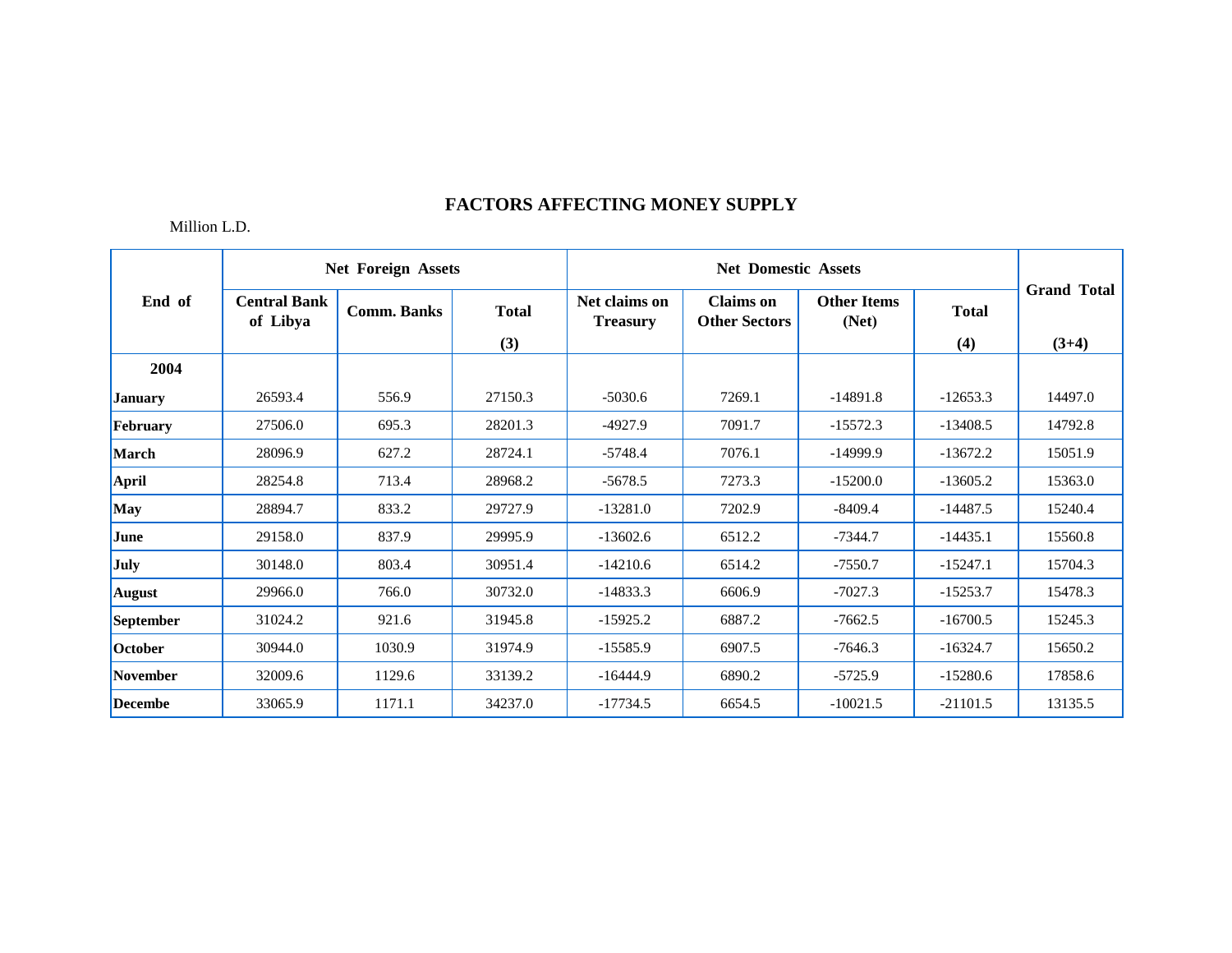## FACTORS AFFECTING MONEY SUPPLY

Million L.D.

| End of | Net Foreign Assets | | | Net Domestic Assets | | | | Grand Total |
|---|---|---|---|---|---|---|---|---|
| | Central Bank of Libya | Comm. Banks | Total (3) | Net claims on Treasury | Claims on Other Sectors | Other Items (Net) | Total (4) | (3+4) |
| **2004** | | | | | | | | |
| **January** | 26593.4 | 556.9 | 27150.3 | -5030.6 | 7269.1 | -14891.8 | -12653.3 | 14497.0 |
| **February** | 27506.0 | 695.3 | 28201.3 | -4927.9 | 7091.7 | -15572.3 | -13408.5 | 14792.8 |
| **March** | 28096.9 | 627.2 | 28724.1 | -5748.4 | 7076.1 | -14999.9 | -13672.2 | 15051.9 |
| **April** | 28254.8 | 713.4 | 28968.2 | -5678.5 | 7273.3 | -15200.0 | -13605.2 | 15363.0 |
| **May** | 28894.7 | 833.2 | 29727.9 | -13281.0 | 7202.9 | -8409.4 | -14487.5 | 15240.4 |
| **June** | 29158.0 | 837.9 | 29995.9 | -13602.6 | 6512.2 | -7344.7 | -14435.1 | 15560.8 |
| **July** | 30148.0 | 803.4 | 30951.4 | -14210.6 | 6514.2 | -7550.7 | -15247.1 | 15704.3 |
| **August** | 29966.0 | 766.0 | 30732.0 | -14833.3 | 6606.9 | -7027.3 | -15253.7 | 15478.3 |
| **September** | 31024.2 | 921.6 | 31945.8 | -15925.2 | 6887.2 | -7662.5 | -16700.5 | 15245.3 |
| **October** | 30944.0 | 1030.9 | 31974.9 | -15585.9 | 6907.5 | -7646.3 | -16324.7 | 15650.2 |
| **November** | 32009.6 | 1129.6 | 33139.2 | -16444.9 | 6890.2 | -5725.9 | -15280.6 | 17858.6 |
| **Decembe** | 33065.9 | 1171.1 | 34237.0 | -17734.5 | 6654.5 | -10021.5 | -21101.5 | 13135.5 |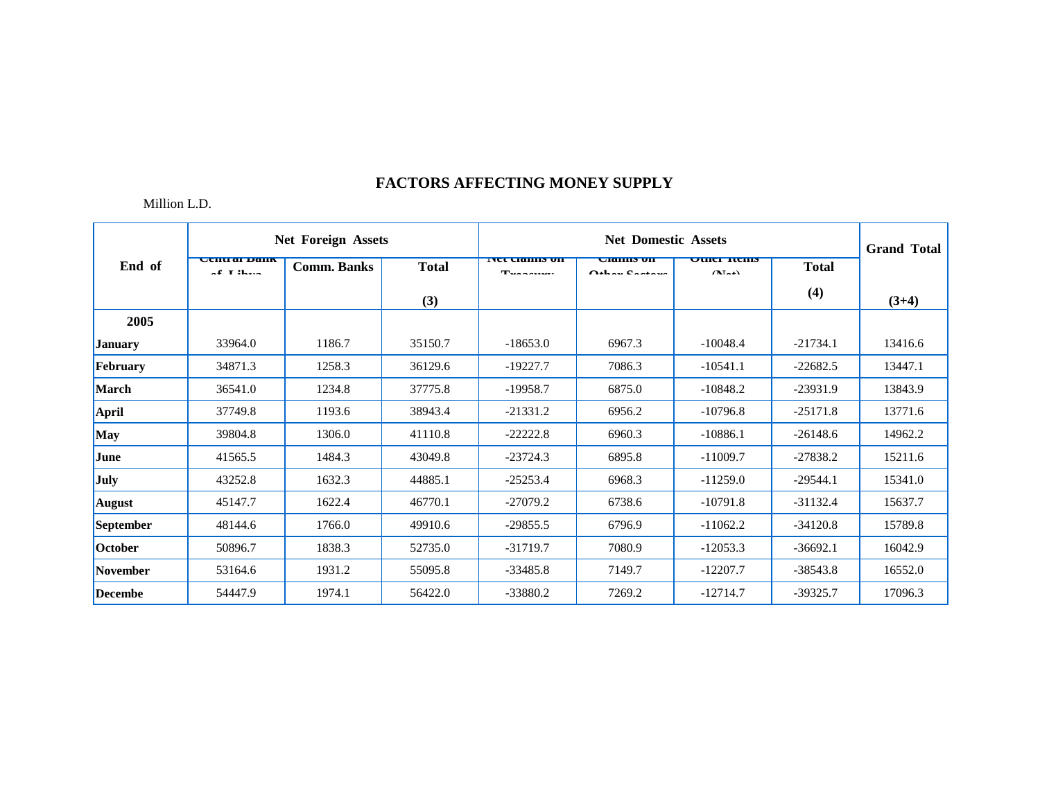# FACTORS AFFECTING MONEY SUPPLY

Million L.D.

| End of | Net Foreign Assets | | | Net Domestic Assets | | | | Grand Total |
|---|---|---|---|---|---|---|---|---|
| | Central Bank of Libya | Comm. Banks | Total (3) | Net claims on Treasury | Claims on Other Sectors | Other Items (Net) | Total (4) | (3+4) |
| **2005** | | | | | | | | |
| **January** | 33964.0 | 1186.7 | 35150.7 | -18653.0 | 6967.3 | -10048.4 | -21734.1 | 13416.6 |
| **February** | 34871.3 | 1258.3 | 36129.6 | -19227.7 | 7086.3 | -10541.1 | -22682.5 | 13447.1 |
| **March** | 36541.0 | 1234.8 | 37775.8 | -19958.7 | 6875.0 | -10848.2 | -23931.9 | 13843.9 |
| **April** | 37749.8 | 1193.6 | 38943.4 | -21331.2 | 6956.2 | -10796.8 | -25171.8 | 13771.6 |
| **May** | 39804.8 | 1306.0 | 41110.8 | -22222.8 | 6960.3 | -10886.1 | -26148.6 | 14962.2 |
| **June** | 41565.5 | 1484.3 | 43049.8 | -23724.3 | 6895.8 | -11009.7 | -27838.2 | 15211.6 |
| **July** | 43252.8 | 1632.3 | 44885.1 | -25253.4 | 6968.3 | -11259.0 | -29544.1 | 15341.0 |
| **August** | 45147.7 | 1622.4 | 46770.1 | -27079.2 | 6738.6 | -10791.8 | -31132.4 | 15637.7 |
| **September** | 48144.6 | 1766.0 | 49910.6 | -29855.5 | 6796.9 | -11062.2 | -34120.8 | 15789.8 |
| **October** | 50896.7 | 1838.3 | 52735.0 | -31719.7 | 7080.9 | -12053.3 | -36692.1 | 16042.9 |
| **November** | 53164.6 | 1931.2 | 55095.8 | -33485.8 | 7149.7 | -12207.7 | -38543.8 | 16552.0 |
| **Decembe** | 54447.9 | 1974.1 | 56422.0 | -33880.2 | 7269.2 | -12714.7 | -39325.7 | 17096.3 |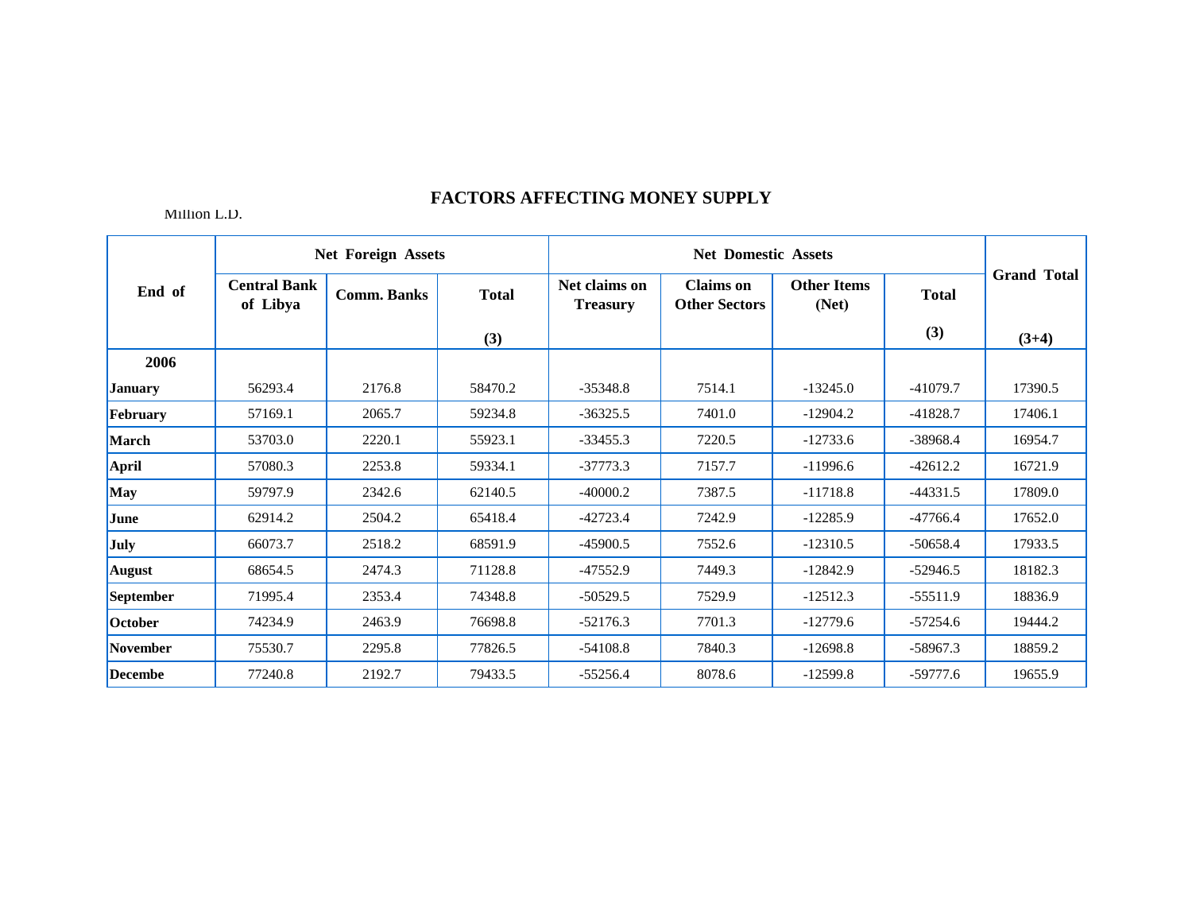# FACTORS AFFECTING MONEY SUPPLY

Million L.D.

| End of | Net Foreign Assets | | | Net Domestic Assets | | | | Grand Total |
|---|---|---|---|---|---|---|---|---|
| | Central Bank of Libya | Comm. Banks | Total (3) | Net claims on Treasury | Claims on Other Sectors | Other Items (Net) | Total (3) | (3+4) |
| **2006** | | | | | | | | |
| **January** | 56293.4 | 2176.8 | 58470.2 | -35348.8 | 7514.1 | -13245.0 | -41079.7 | 17390.5 |
| **February** | 57169.1 | 2065.7 | 59234.8 | -36325.5 | 7401.0 | -12904.2 | -41828.7 | 17406.1 |
| **March** | 53703.0 | 2220.1 | 55923.1 | -33455.3 | 7220.5 | -12733.6 | -38968.4 | 16954.7 |
| **April** | 57080.3 | 2253.8 | 59334.1 | -37773.3 | 7157.7 | -11996.6 | -42612.2 | 16721.9 |
| **May** | 59797.9 | 2342.6 | 62140.5 | -40000.2 | 7387.5 | -11718.8 | -44331.5 | 17809.0 |
| **June** | 62914.2 | 2504.2 | 65418.4 | -42723.4 | 7242.9 | -12285.9 | -47766.4 | 17652.0 |
| **July** | 66073.7 | 2518.2 | 68591.9 | -45900.5 | 7552.6 | -12310.5 | -50658.4 | 17933.5 |
| **August** | 68654.5 | 2474.3 | 71128.8 | -47552.9 | 7449.3 | -12842.9 | -52946.5 | 18182.3 |
| **September** | 71995.4 | 2353.4 | 74348.8 | -50529.5 | 7529.9 | -12512.3 | -55511.9 | 18836.9 |
| **October** | 74234.9 | 2463.9 | 76698.8 | -52176.3 | 7701.3 | -12779.6 | -57254.6 | 19444.2 |
| **November** | 75530.7 | 2295.8 | 77826.5 | -54108.8 | 7840.3 | -12698.8 | -58967.3 | 18859.2 |
| **Decembe** | 77240.8 | 2192.7 | 79433.5 | -55256.4 | 8078.6 | -12599.8 | -59777.6 | 19655.9 |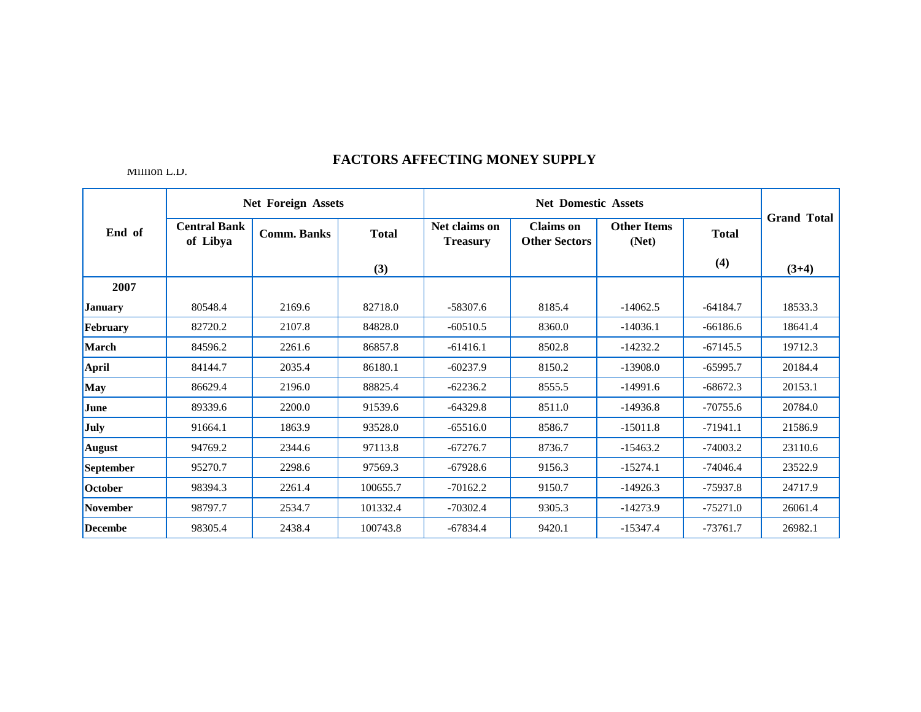## FACTORS AFFECTING MONEY SUPPLY

Million L.D.

| End of | Net Foreign Assets | | | Net Domestic Assets | | | | Grand Total |
|---|---|---|---|---|---|---|---|---|
| | Central Bank of Libya | Comm. Banks | Total (3) | Net claims on Treasury | Claims on Other Sectors | Other Items (Net) | Total (4) | (3+4) |
| **2007** | | | | | | | | |
| **January** | 80548.4 | 2169.6 | 82718.0 | -58307.6 | 8185.4 | -14062.5 | -64184.7 | 18533.3 |
| **February** | 82720.2 | 2107.8 | 84828.0 | -60510.5 | 8360.0 | -14036.1 | -66186.6 | 18641.4 |
| **March** | 84596.2 | 2261.6 | 86857.8 | -61416.1 | 8502.8 | -14232.2 | -67145.5 | 19712.3 |
| **April** | 84144.7 | 2035.4 | 86180.1 | -60237.9 | 8150.2 | -13908.0 | -65995.7 | 20184.4 |
| **May** | 86629.4 | 2196.0 | 88825.4 | -62236.2 | 8555.5 | -14991.6 | -68672.3 | 20153.1 |
| **June** | 89339.6 | 2200.0 | 91539.6 | -64329.8 | 8511.0 | -14936.8 | -70755.6 | 20784.0 |
| **July** | 91664.1 | 1863.9 | 93528.0 | -65516.0 | 8586.7 | -15011.8 | -71941.1 | 21586.9 |
| **August** | 94769.2 | 2344.6 | 97113.8 | -67276.7 | 8736.7 | -15463.2 | -74003.2 | 23110.6 |
| **September** | 95270.7 | 2298.6 | 97569.3 | -67928.6 | 9156.3 | -15274.1 | -74046.4 | 23522.9 |
| **October** | 98394.3 | 2261.4 | 100655.7 | -70162.2 | 9150.7 | -14926.3 | -75937.8 | 24717.9 |
| **November** | 98797.7 | 2534.7 | 101332.4 | -70302.4 | 9305.3 | -14273.9 | -75271.0 | 26061.4 |
| **Decembe** | 98305.4 | 2438.4 | 100743.8 | -67834.4 | 9420.1 | -15347.4 | -73761.7 | 26982.1 |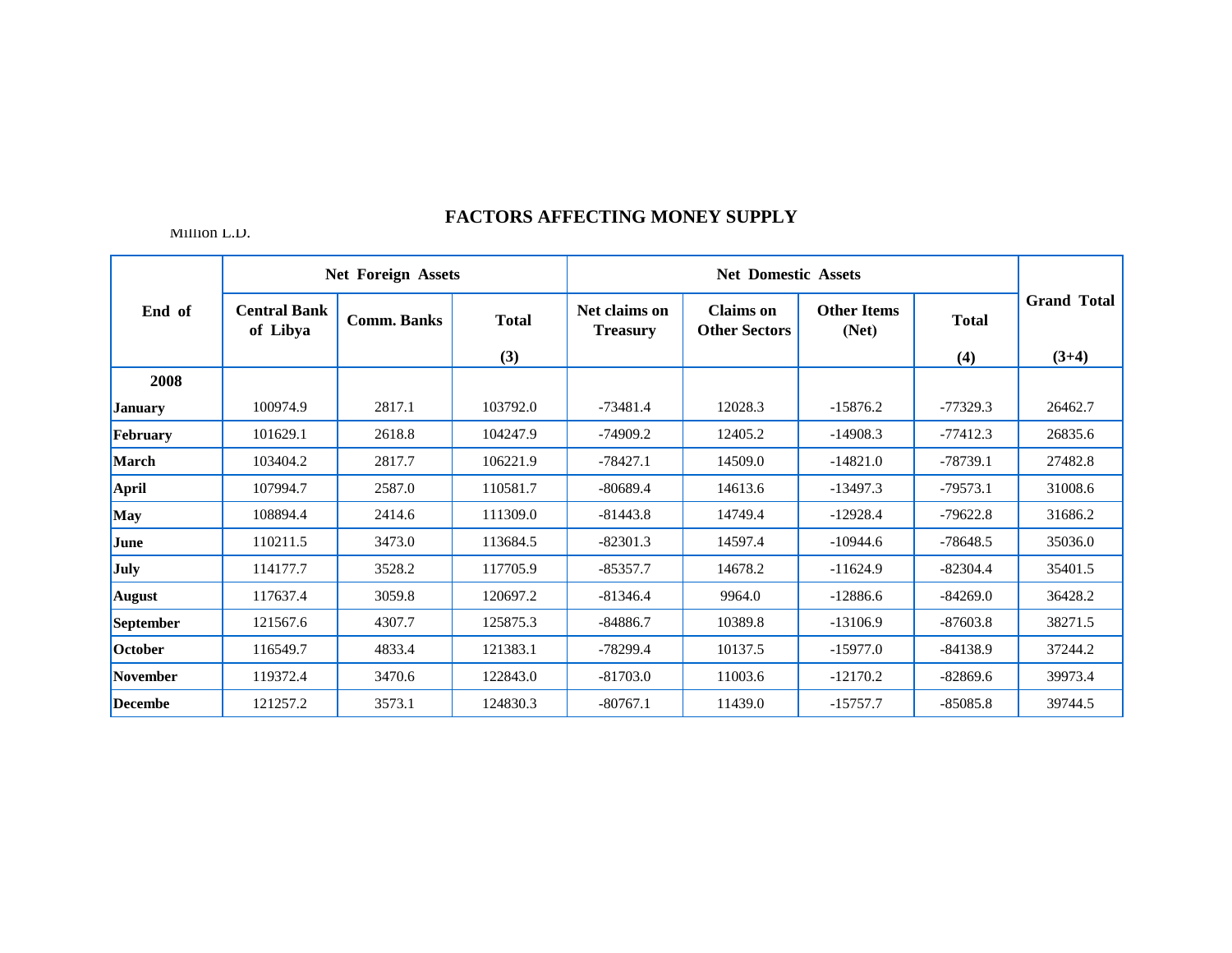## FACTORS AFFECTING MONEY SUPPLY

Million L.D.

| End of | Net Foreign Assets | | | Net Domestic Assets | | | | Grand Total |
|---|---|---|---|---|---|---|---|---|
| | Central Bank of Libya | Comm. Banks | Total (3) | Net claims on Treasury | Claims on Other Sectors | Other Items (Net) | Total (4) | (3+4) |
| **2008** | | | | | | | | |
| **January** | 100974.9 | 2817.1 | 103792.0 | -73481.4 | 12028.3 | -15876.2 | -77329.3 | 26462.7 |
| **February** | 101629.1 | 2618.8 | 104247.9 | -74909.2 | 12405.2 | -14908.3 | -77412.3 | 26835.6 |
| **March** | 103404.2 | 2817.7 | 106221.9 | -78427.1 | 14509.0 | -14821.0 | -78739.1 | 27482.8 |
| **April** | 107994.7 | 2587.0 | 110581.7 | -80689.4 | 14613.6 | -13497.3 | -79573.1 | 31008.6 |
| **May** | 108894.4 | 2414.6 | 111309.0 | -81443.8 | 14749.4 | -12928.4 | -79622.8 | 31686.2 |
| **June** | 110211.5 | 3473.0 | 113684.5 | -82301.3 | 14597.4 | -10944.6 | -78648.5 | 35036.0 |
| **July** | 114177.7 | 3528.2 | 117705.9 | -85357.7 | 14678.2 | -11624.9 | -82304.4 | 35401.5 |
| **August** | 117637.4 | 3059.8 | 120697.2 | -81346.4 | 9964.0 | -12886.6 | -84269.0 | 36428.2 |
| **September** | 121567.6 | 4307.7 | 125875.3 | -84886.7 | 10389.8 | -13106.9 | -87603.8 | 38271.5 |
| **October** | 116549.7 | 4833.4 | 121383.1 | -78299.4 | 10137.5 | -15977.0 | -84138.9 | 37244.2 |
| **November** | 119372.4 | 3470.6 | 122843.0 | -81703.0 | 11003.6 | -12170.2 | -82869.6 | 39973.4 |
| **Decembe** | 121257.2 | 3573.1 | 124830.3 | -80767.1 | 11439.0 | -15757.7 | -85085.8 | 39744.5 |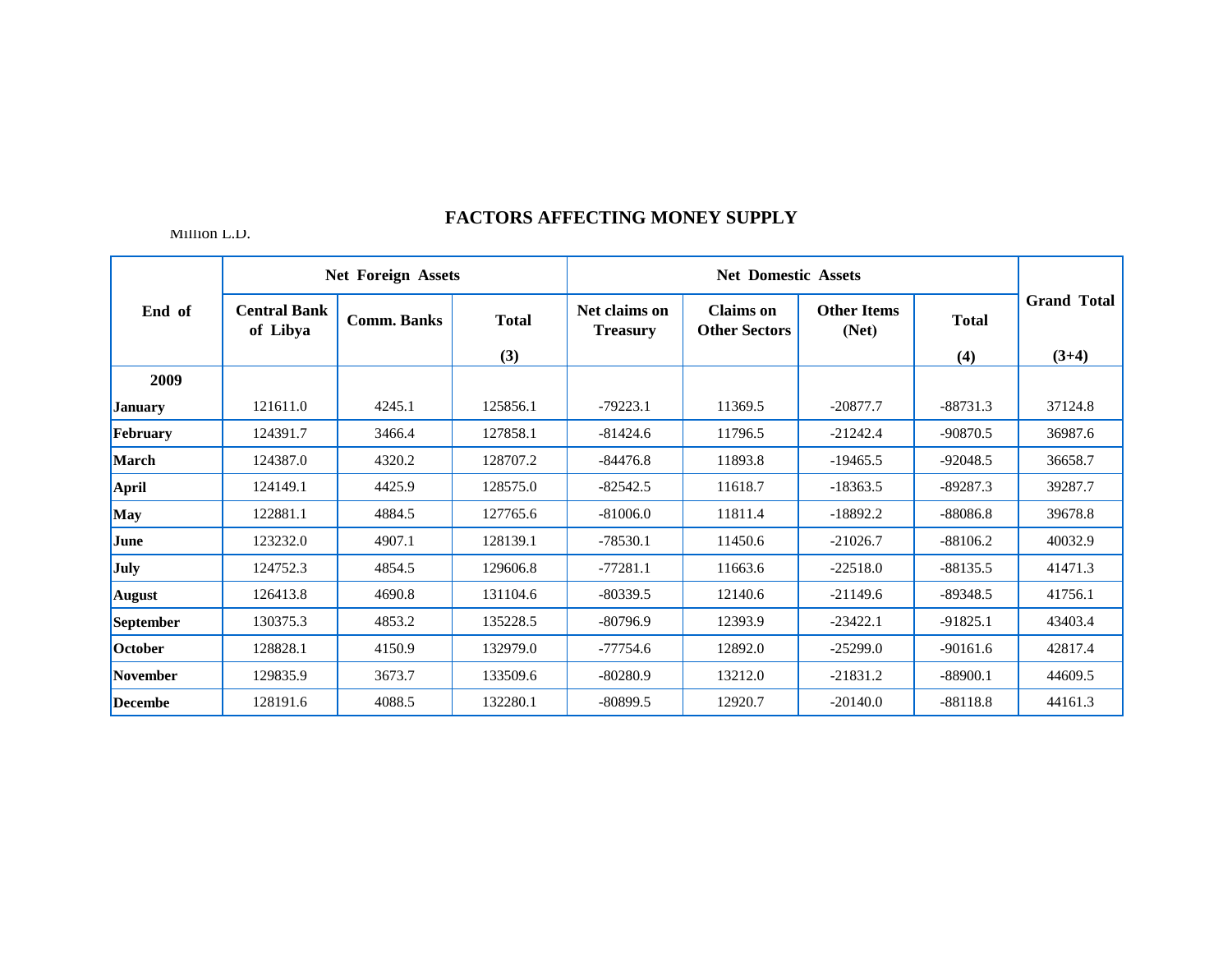# FACTORS AFFECTING MONEY SUPPLY

Million L.D.

| End of | Net Foreign Assets | | | Net Domestic Assets | | | | Grand Total |
|---|---|---|---|---|---|---|---|---|
| | Central Bank of Libya | Comm. Banks | Total (3) | Net claims on Treasury | Claims on Other Sectors | Other Items (Net) | Total (4) | (3+4) |
| **2009** | | | | | | | | |
| **January** | 121611.0 | 4245.1 | 125856.1 | -79223.1 | 11369.5 | -20877.7 | -88731.3 | 37124.8 |
| **February** | 124391.7 | 3466.4 | 127858.1 | -81424.6 | 11796.5 | -21242.4 | -90870.5 | 36987.6 |
| **March** | 124387.0 | 4320.2 | 128707.2 | -84476.8 | 11893.8 | -19465.5 | -92048.5 | 36658.7 |
| **April** | 124149.1 | 4425.9 | 128575.0 | -82542.5 | 11618.7 | -18363.5 | -89287.3 | 39287.7 |
| **May** | 122881.1 | 4884.5 | 127765.6 | -81006.0 | 11811.4 | -18892.2 | -88086.8 | 39678.8 |
| **June** | 123232.0 | 4907.1 | 128139.1 | -78530.1 | 11450.6 | -21026.7 | -88106.2 | 40032.9 |
| **July** | 124752.3 | 4854.5 | 129606.8 | -77281.1 | 11663.6 | -22518.0 | -88135.5 | 41471.3 |
| **August** | 126413.8 | 4690.8 | 131104.6 | -80339.5 | 12140.6 | -21149.6 | -89348.5 | 41756.1 |
| **September** | 130375.3 | 4853.2 | 135228.5 | -80796.9 | 12393.9 | -23422.1 | -91825.1 | 43403.4 |
| **October** | 128828.1 | 4150.9 | 132979.0 | -77754.6 | 12892.0 | -25299.0 | -90161.6 | 42817.4 |
| **November** | 129835.9 | 3673.7 | 133509.6 | -80280.9 | 13212.0 | -21831.2 | -88900.1 | 44609.5 |
| **Decembe** | 128191.6 | 4088.5 | 132280.1 | -80899.5 | 12920.7 | -20140.0 | -88118.8 | 44161.3 |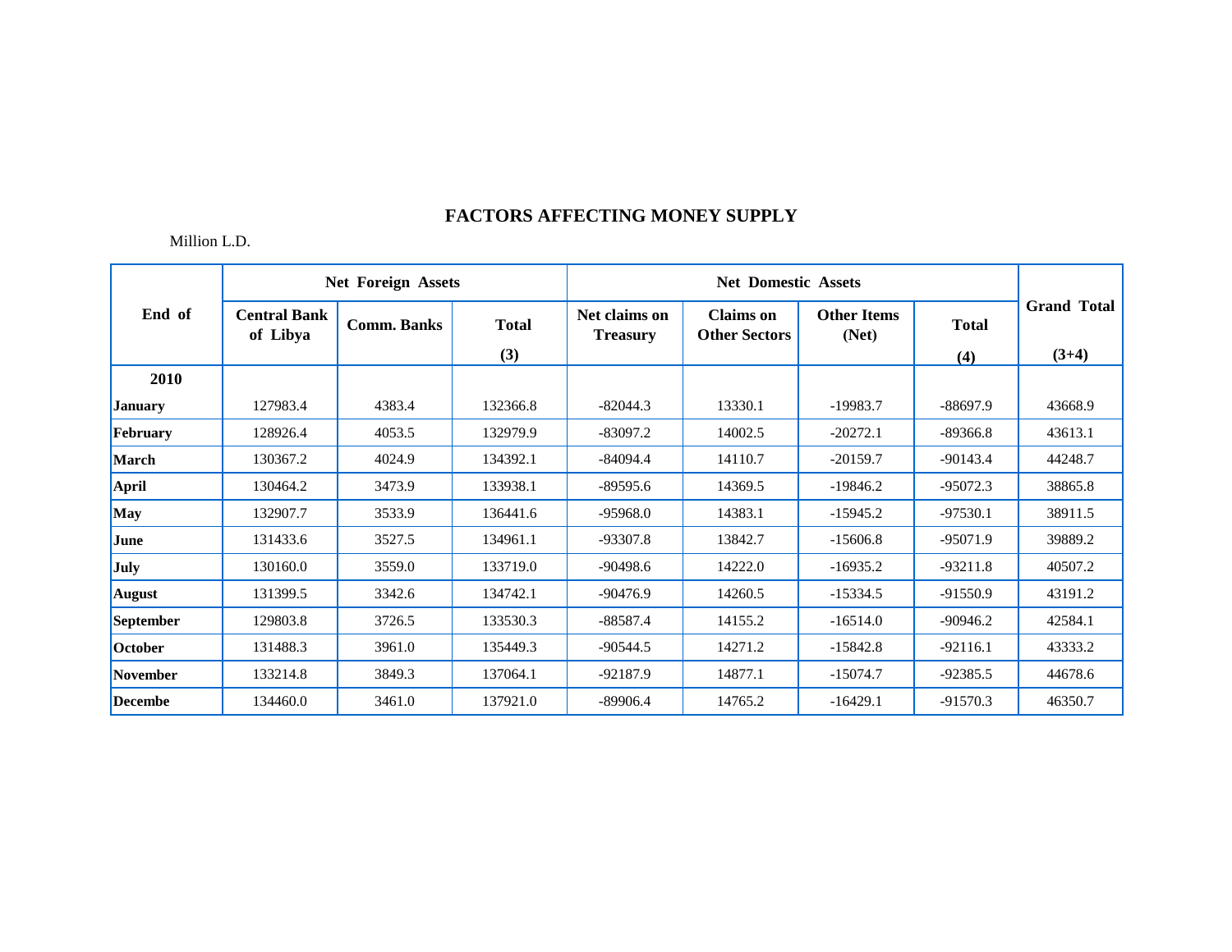## FACTORS AFFECTING MONEY SUPPLY

Million L.D.

| End of | Net Foreign Assets | | | Net Domestic Assets | | | | Grand Total |
|---|---|---|---|---|---|---|---|---|
| | Central Bank of Libya | Comm. Banks | Total (3) | Net claims on Treasury | Claims on Other Sectors | Other Items (Net) | Total (4) | (3+4) |
| **2010** | | | | | | | | |
| **January** | 127983.4 | 4383.4 | 132366.8 | -82044.3 | 13330.1 | -19983.7 | -88697.9 | 43668.9 |
| **February** | 128926.4 | 4053.5 | 132979.9 | -83097.2 | 14002.5 | -20272.1 | -89366.8 | 43613.1 |
| **March** | 130367.2 | 4024.9 | 134392.1 | -84094.4 | 14110.7 | -20159.7 | -90143.4 | 44248.7 |
| **April** | 130464.2 | 3473.9 | 133938.1 | -89595.6 | 14369.5 | -19846.2 | -95072.3 | 38865.8 |
| **May** | 132907.7 | 3533.9 | 136441.6 | -95968.0 | 14383.1 | -15945.2 | -97530.1 | 38911.5 |
| **June** | 131433.6 | 3527.5 | 134961.1 | -93307.8 | 13842.7 | -15606.8 | -95071.9 | 39889.2 |
| **July** | 130160.0 | 3559.0 | 133719.0 | -90498.6 | 14222.0 | -16935.2 | -93211.8 | 40507.2 |
| **August** | 131399.5 | 3342.6 | 134742.1 | -90476.9 | 14260.5 | -15334.5 | -91550.9 | 43191.2 |
| **September** | 129803.8 | 3726.5 | 133530.3 | -88587.4 | 14155.2 | -16514.0 | -90946.2 | 42584.1 |
| **October** | 131488.3 | 3961.0 | 135449.3 | -90544.5 | 14271.2 | -15842.8 | -92116.1 | 43333.2 |
| **November** | 133214.8 | 3849.3 | 137064.1 | -92187.9 | 14877.1 | -15074.7 | -92385.5 | 44678.6 |
| **Decembe** | 134460.0 | 3461.0 | 137921.0 | -89906.4 | 14765.2 | -16429.1 | -91570.3 | 46350.7 |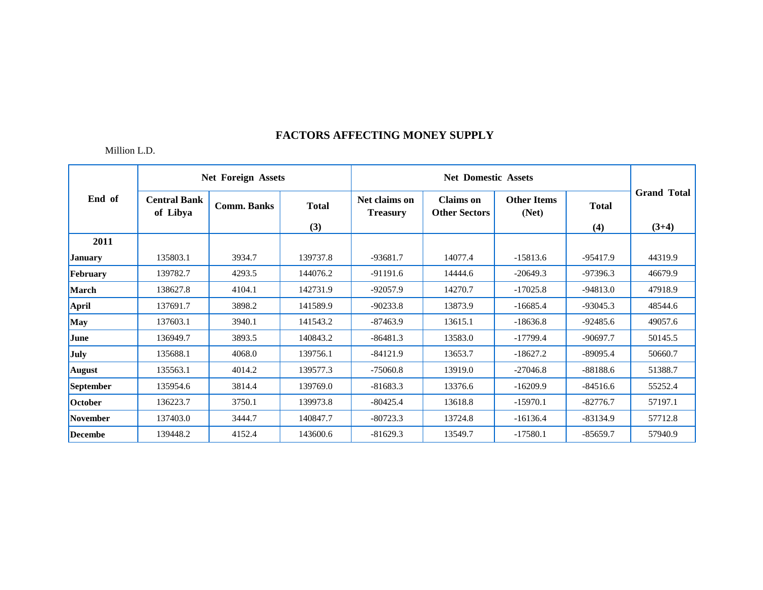# FACTORS AFFECTING MONEY SUPPLY

Million L.D.

| End of | Net Foreign Assets | | | Net Domestic Assets | | | | Grand Total |
|---|---|---|---|---|---|---|---|---|
| | Central Bank of Libya | Comm. Banks | Total (3) | Net claims on Treasury | Claims on Other Sectors | Other Items (Net) | Total (4) | (3+4) |
| **2011** | | | | | | | | |
| **January** | 135803.1 | 3934.7 | 139737.8 | -93681.7 | 14077.4 | -15813.6 | -95417.9 | 44319.9 |
| **February** | 139782.7 | 4293.5 | 144076.2 | -91191.6 | 14444.6 | -20649.3 | -97396.3 | 46679.9 |
| **March** | 138627.8 | 4104.1 | 142731.9 | -92057.9 | 14270.7 | -17025.8 | -94813.0 | 47918.9 |
| **April** | 137691.7 | 3898.2 | 141589.9 | -90233.8 | 13873.9 | -16685.4 | -93045.3 | 48544.6 |
| **May** | 137603.1 | 3940.1 | 141543.2 | -87463.9 | 13615.1 | -18636.8 | -92485.6 | 49057.6 |
| **June** | 136949.7 | 3893.5 | 140843.2 | -86481.3 | 13583.0 | -17799.4 | -90697.7 | 50145.5 |
| **July** | 135688.1 | 4068.0 | 139756.1 | -84121.9 | 13653.7 | -18627.2 | -89095.4 | 50660.7 |
| **August** | 135563.1 | 4014.2 | 139577.3 | -75060.8 | 13919.0 | -27046.8 | -88188.6 | 51388.7 |
| **September** | 135954.6 | 3814.4 | 139769.0 | -81683.3 | 13376.6 | -16209.9 | -84516.6 | 55252.4 |
| **October** | 136223.7 | 3750.1 | 139973.8 | -80425.4 | 13618.8 | -15970.1 | -82776.7 | 57197.1 |
| **November** | 137403.0 | 3444.7 | 140847.7 | -80723.3 | 13724.8 | -16136.4 | -83134.9 | 57712.8 |
| **Decembe** | 139448.2 | 4152.4 | 143600.6 | -81629.3 | 13549.7 | -17580.1 | -85659.7 | 57940.9 |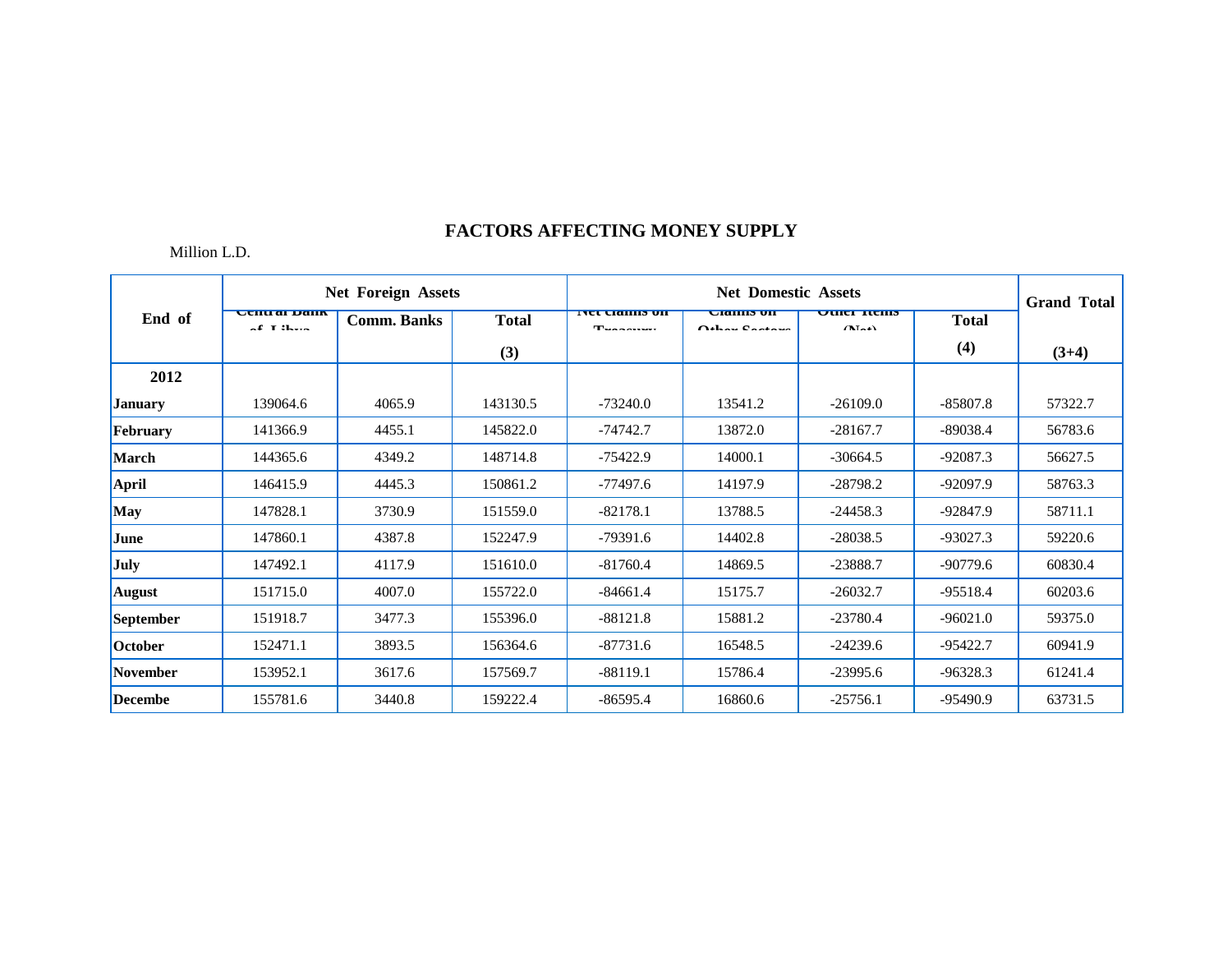## FACTORS AFFECTING MONEY SUPPLY

Million L.D.

| End of | Net Foreign Assets | | | Net Domestic Assets | | | | Grand Total |
|---|---|---|---|---|---|---|---|---|
| | Central Bank of Libya | Comm. Banks | Total (3) | Net claims on Treasury | Claims on Other Sectors | Other Items (Net) | Total (4) | (3+4) |
| **2012** | | | | | | | | |
| **January** | 139064.6 | 4065.9 | 143130.5 | -73240.0 | 13541.2 | -26109.0 | -85807.8 | 57322.7 |
| **February** | 141366.9 | 4455.1 | 145822.0 | -74742.7 | 13872.0 | -28167.7 | -89038.4 | 56783.6 |
| **March** | 144365.6 | 4349.2 | 148714.8 | -75422.9 | 14000.1 | -30664.5 | -92087.3 | 56627.5 |
| **April** | 146415.9 | 4445.3 | 150861.2 | -77497.6 | 14197.9 | -28798.2 | -92097.9 | 58763.3 |
| **May** | 147828.1 | 3730.9 | 151559.0 | -82178.1 | 13788.5 | -24458.3 | -92847.9 | 58711.1 |
| **June** | 147860.1 | 4387.8 | 152247.9 | -79391.6 | 14402.8 | -28038.5 | -93027.3 | 59220.6 |
| **July** | 147492.1 | 4117.9 | 151610.0 | -81760.4 | 14869.5 | -23888.7 | -90779.6 | 60830.4 |
| **August** | 151715.0 | 4007.0 | 155722.0 | -84661.4 | 15175.7 | -26032.7 | -95518.4 | 60203.6 |
| **September** | 151918.7 | 3477.3 | 155396.0 | -88121.8 | 15881.2 | -23780.4 | -96021.0 | 59375.0 |
| **October** | 152471.1 | 3893.5 | 156364.6 | -87731.6 | 16548.5 | -24239.6 | -95422.7 | 60941.9 |
| **November** | 153952.1 | 3617.6 | 157569.7 | -88119.1 | 15786.4 | -23995.6 | -96328.3 | 61241.4 |
| **Decembe** | 155781.6 | 3440.8 | 159222.4 | -86595.4 | 16860.6 | -25756.1 | -95490.9 | 63731.5 |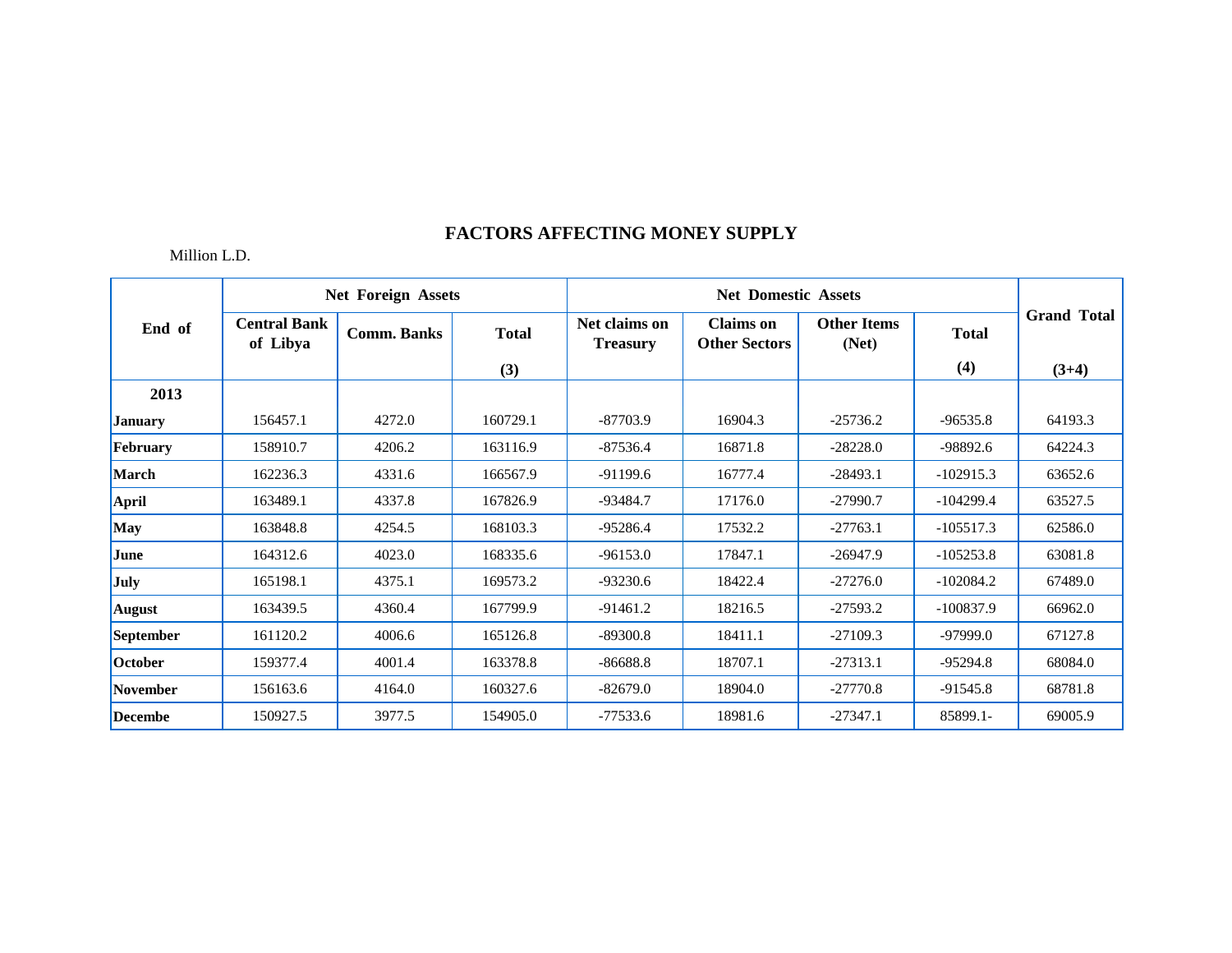## FACTORS AFFECTING MONEY SUPPLY

Million L.D.

| End of | Net Foreign Assets | | | Net Domestic Assets | | | | Grand Total |
|---|---|---|---|---|---|---|---|---|
| | Central Bank of Libya | Comm. Banks | Total (3) | Net claims on Treasury | Claims on Other Sectors | Other Items (Net) | Total (4) | (3+4) |
| **2013** | | | | | | | | |
| **January** | 156457.1 | 4272.0 | 160729.1 | -87703.9 | 16904.3 | -25736.2 | -96535.8 | 64193.3 |
| **February** | 158910.7 | 4206.2 | 163116.9 | -87536.4 | 16871.8 | -28228.0 | -98892.6 | 64224.3 |
| **March** | 162236.3 | 4331.6 | 166567.9 | -91199.6 | 16777.4 | -28493.1 | -102915.3 | 63652.6 |
| **April** | 163489.1 | 4337.8 | 167826.9 | -93484.7 | 17176.0 | -27990.7 | -104299.4 | 63527.5 |
| **May** | 163848.8 | 4254.5 | 168103.3 | -95286.4 | 17532.2 | -27763.1 | -105517.3 | 62586.0 |
| **June** | 164312.6 | 4023.0 | 168335.6 | -96153.0 | 17847.1 | -26947.9 | -105253.8 | 63081.8 |
| **July** | 165198.1 | 4375.1 | 169573.2 | -93230.6 | 18422.4 | -27276.0 | -102084.2 | 67489.0 |
| **August** | 163439.5 | 4360.4 | 167799.9 | -91461.2 | 18216.5 | -27593.2 | -100837.9 | 66962.0 |
| **September** | 161120.2 | 4006.6 | 165126.8 | -89300.8 | 18411.1 | -27109.3 | -97999.0 | 67127.8 |
| **October** | 159377.4 | 4001.4 | 163378.8 | -86688.8 | 18707.1 | -27313.1 | -95294.8 | 68084.0 |
| **November** | 156163.6 | 4164.0 | 160327.6 | -82679.0 | 18904.0 | -27770.8 | -91545.8 | 68781.8 |
| **Decembe** | 150927.5 | 3977.5 | 154905.0 | -77533.6 | 18981.6 | -27347.1 | 85899.1- | 69005.9 |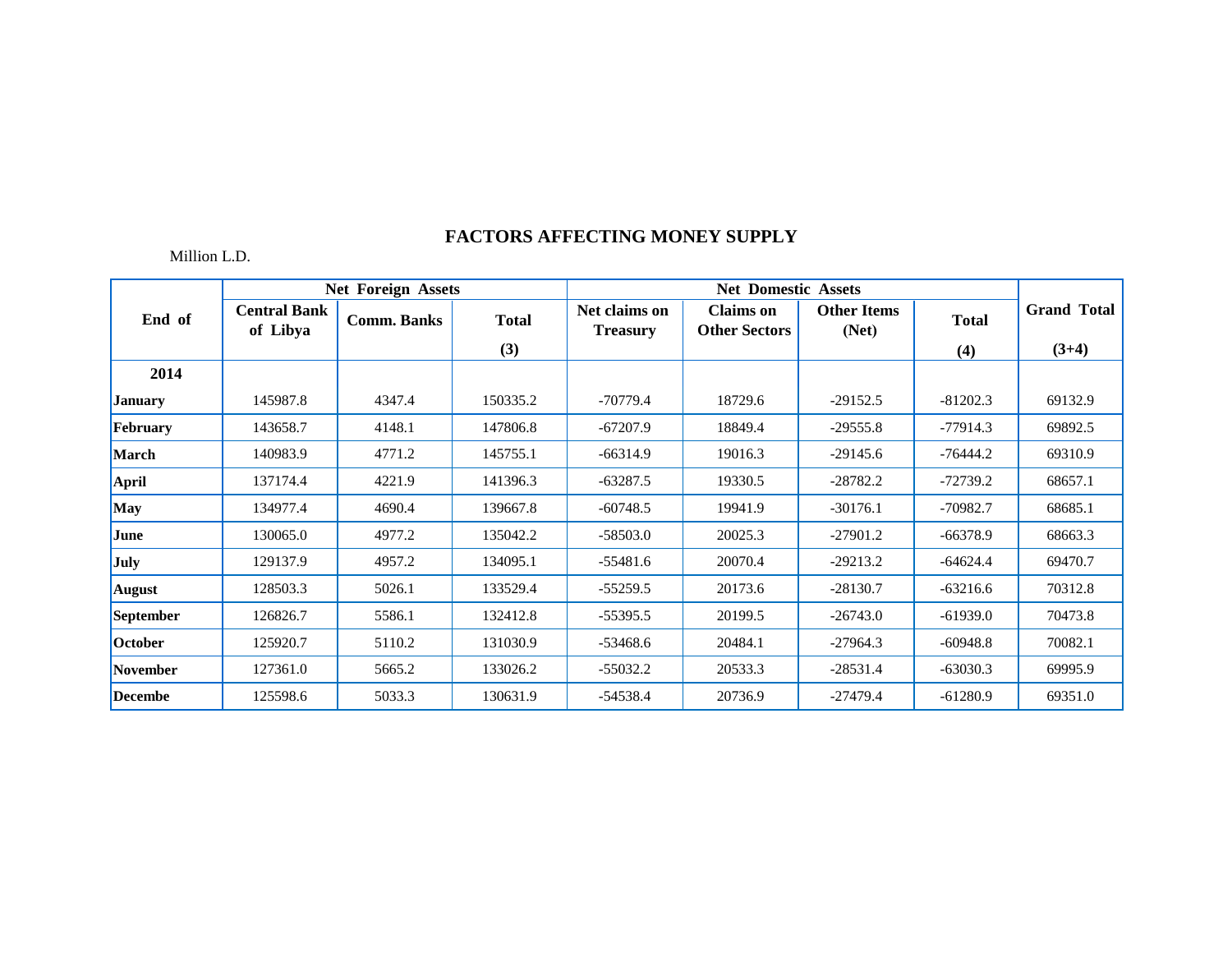# FACTORS AFFECTING MONEY SUPPLY

Million L.D.

| End of | Net Foreign Assets | | | Net Domestic Assets | | | | Grand Total |
|---|---|---|---|---|---|---|---|---|
| | Central Bank of Libya | Comm. Banks | Total (3) | Net claims on Treasury | Claims on Other Sectors | Other Items (Net) | Total (4) | (3+4) |
| **2014** | | | | | | | | |
| **January** | 145987.8 | 4347.4 | 150335.2 | -70779.4 | 18729.6 | -29152.5 | -81202.3 | 69132.9 |
| **February** | 143658.7 | 4148.1 | 147806.8 | -67207.9 | 18849.4 | -29555.8 | -77914.3 | 69892.5 |
| **March** | 140983.9 | 4771.2 | 145755.1 | -66314.9 | 19016.3 | -29145.6 | -76444.2 | 69310.9 |
| **April** | 137174.4 | 4221.9 | 141396.3 | -63287.5 | 19330.5 | -28782.2 | -72739.2 | 68657.1 |
| **May** | 134977.4 | 4690.4 | 139667.8 | -60748.5 | 19941.9 | -30176.1 | -70982.7 | 68685.1 |
| **June** | 130065.0 | 4977.2 | 135042.2 | -58503.0 | 20025.3 | -27901.2 | -66378.9 | 68663.3 |
| **July** | 129137.9 | 4957.2 | 134095.1 | -55481.6 | 20070.4 | -29213.2 | -64624.4 | 69470.7 |
| **August** | 128503.3 | 5026.1 | 133529.4 | -55259.5 | 20173.6 | -28130.7 | -63216.6 | 70312.8 |
| **September** | 126826.7 | 5586.1 | 132412.8 | -55395.5 | 20199.5 | -26743.0 | -61939.0 | 70473.8 |
| **October** | 125920.7 | 5110.2 | 131030.9 | -53468.6 | 20484.1 | -27964.3 | -60948.8 | 70082.1 |
| **November** | 127361.0 | 5665.2 | 133026.2 | -55032.2 | 20533.3 | -28531.4 | -63030.3 | 69995.9 |
| **Decembe** | 125598.6 | 5033.3 | 130631.9 | -54538.4 | 20736.9 | -27479.4 | -61280.9 | 69351.0 |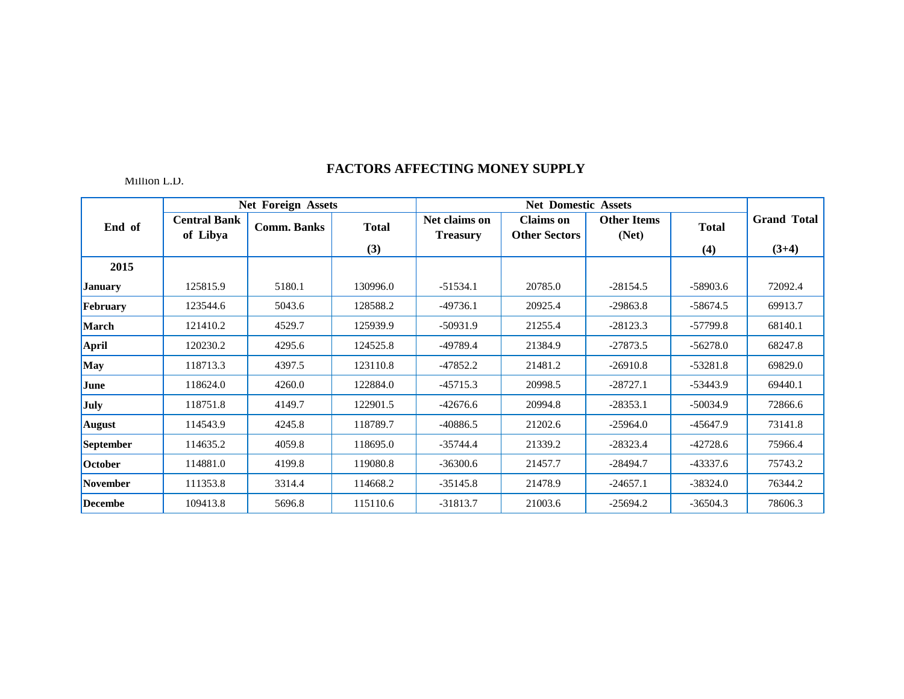# FACTORS AFFECTING MONEY SUPPLY

Million L.D.

| End of | Net Foreign Assets | | | Net Domestic Assets | | | | Grand Total |
|---|---|---|---|---|---|---|---|---|
| | Central Bank of Libya | Comm. Banks | Total (3) | Net claims on Treasury | Claims on Other Sectors | Other Items (Net) | Total (4) | (3+4) |
| **2015** | | | | | | | | |
| **January** | 125815.9 | 5180.1 | 130996.0 | -51534.1 | 20785.0 | -28154.5 | -58903.6 | 72092.4 |
| **February** | 123544.6 | 5043.6 | 128588.2 | -49736.1 | 20925.4 | -29863.8 | -58674.5 | 69913.7 |
| **March** | 121410.2 | 4529.7 | 125939.9 | -50931.9 | 21255.4 | -28123.3 | -57799.8 | 68140.1 |
| **April** | 120230.2 | 4295.6 | 124525.8 | -49789.4 | 21384.9 | -27873.5 | -56278.0 | 68247.8 |
| **May** | 118713.3 | 4397.5 | 123110.8 | -47852.2 | 21481.2 | -26910.8 | -53281.8 | 69829.0 |
| **June** | 118624.0 | 4260.0 | 122884.0 | -45715.3 | 20998.5 | -28727.1 | -53443.9 | 69440.1 |
| **July** | 118751.8 | 4149.7 | 122901.5 | -42676.6 | 20994.8 | -28353.1 | -50034.9 | 72866.6 |
| **August** | 114543.9 | 4245.8 | 118789.7 | -40886.5 | 21202.6 | -25964.0 | -45647.9 | 73141.8 |
| **September** | 114635.2 | 4059.8 | 118695.0 | -35744.4 | 21339.2 | -28323.4 | -42728.6 | 75966.4 |
| **October** | 114881.0 | 4199.8 | 119080.8 | -36300.6 | 21457.7 | -28494.7 | -43337.6 | 75743.2 |
| **November** | 111353.8 | 3314.4 | 114668.2 | -35145.8 | 21478.9 | -24657.1 | -38324.0 | 76344.2 |
| **Decembe** | 109413.8 | 5696.8 | 115110.6 | -31813.7 | 21003.6 | -25694.2 | -36504.3 | 78606.3 |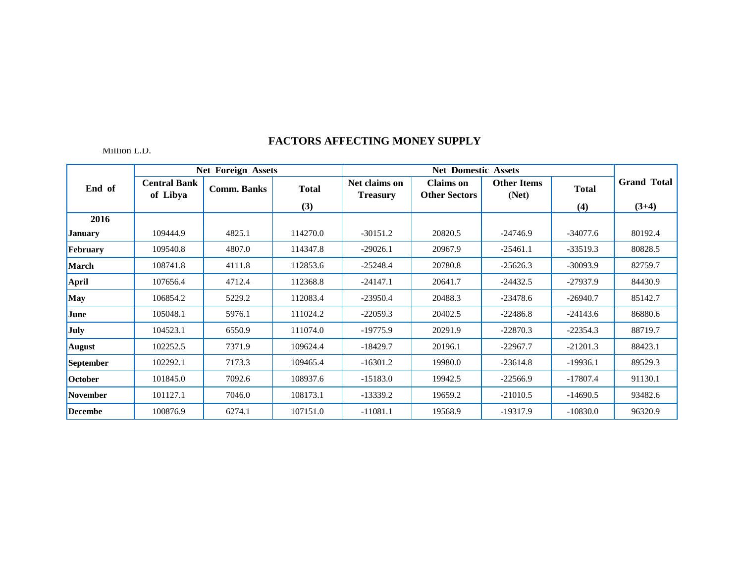## FACTORS AFFECTING MONEY SUPPLY

Million L.D.

| End of | Net Foreign Assets | | | Net Domestic Assets | | | | Grand Total |
|---|---|---|---|---|---|---|---|---|
| | Central Bank of Libya | Comm. Banks | Total (3) | Net claims on Treasury | Claims on Other Sectors | Other Items (Net) | Total (4) | (3+4) |
| **2016** | | | | | | | | |
| **January** | 109444.9 | 4825.1 | 114270.0 | -30151.2 | 20820.5 | -24746.9 | -34077.6 | 80192.4 |
| **February** | 109540.8 | 4807.0 | 114347.8 | -29026.1 | 20967.9 | -25461.1 | -33519.3 | 80828.5 |
| **March** | 108741.8 | 4111.8 | 112853.6 | -25248.4 | 20780.8 | -25626.3 | -30093.9 | 82759.7 |
| **April** | 107656.4 | 4712.4 | 112368.8 | -24147.1 | 20641.7 | -24432.5 | -27937.9 | 84430.9 |
| **May** | 106854.2 | 5229.2 | 112083.4 | -23950.4 | 20488.3 | -23478.6 | -26940.7 | 85142.7 |
| **June** | 105048.1 | 5976.1 | 111024.2 | -22059.3 | 20402.5 | -22486.8 | -24143.6 | 86880.6 |
| **July** | 104523.1 | 6550.9 | 111074.0 | -19775.9 | 20291.9 | -22870.3 | -22354.3 | 88719.7 |
| **August** | 102252.5 | 7371.9 | 109624.4 | -18429.7 | 20196.1 | -22967.7 | -21201.3 | 88423.1 |
| **September** | 102292.1 | 7173.3 | 109465.4 | -16301.2 | 19980.0 | -23614.8 | -19936.1 | 89529.3 |
| **October** | 101845.0 | 7092.6 | 108937.6 | -15183.0 | 19942.5 | -22566.9 | -17807.4 | 91130.1 |
| **November** | 101127.1 | 7046.0 | 108173.1 | -13339.2 | 19659.2 | -21010.5 | -14690.5 | 93482.6 |
| **Decembe** | 100876.9 | 6274.1 | 107151.0 | -11081.1 | 19568.9 | -19317.9 | -10830.0 | 96320.9 |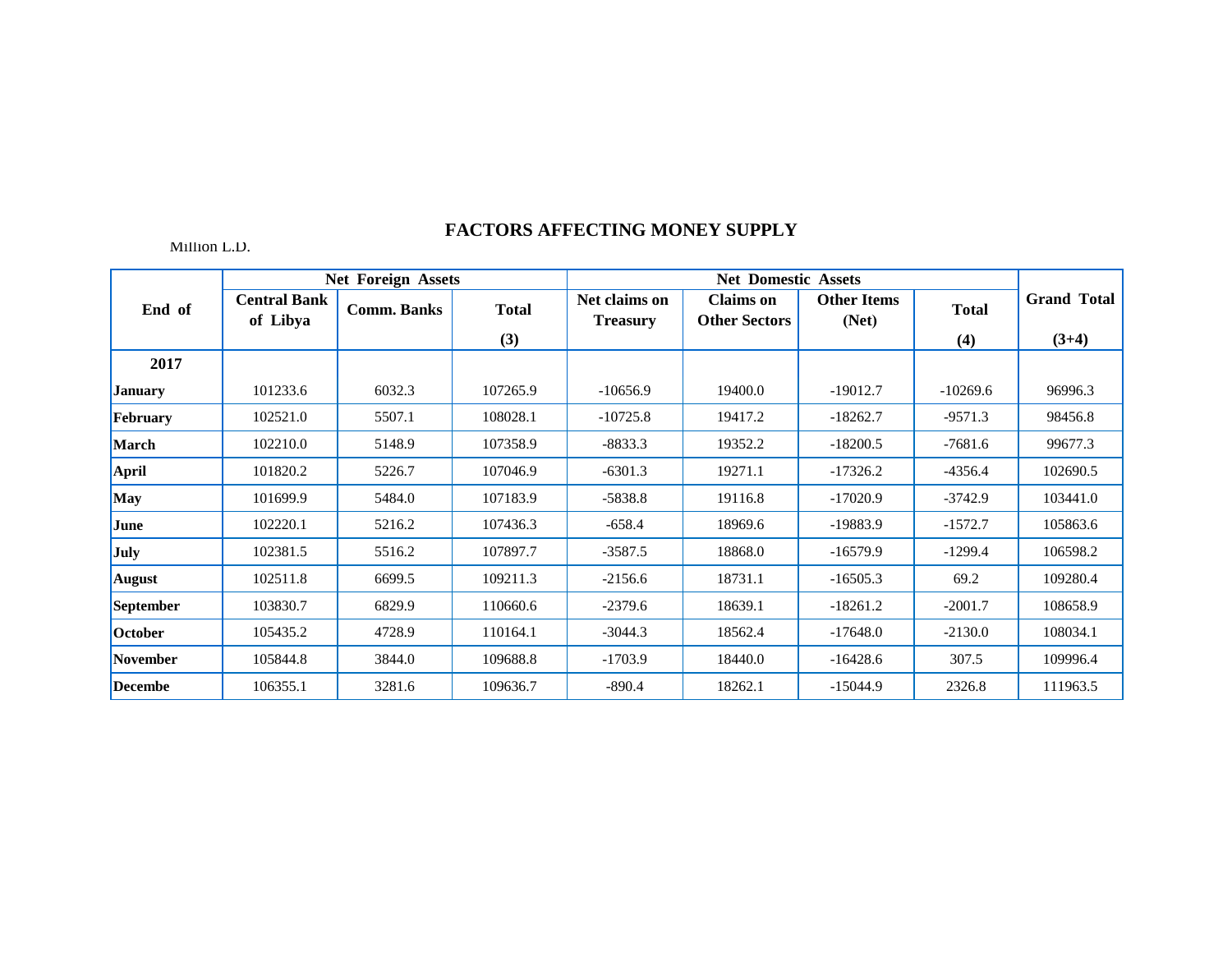## FACTORS AFFECTING MONEY SUPPLY

Million L.D.

| End of | Net Foreign Assets | | | Net Domestic Assets | | | | Grand Total |
|---|---|---|---|---|---|---|---|---|
| | Central Bank of Libya | Comm. Banks | Total (3) | Net claims on Treasury | Claims on Other Sectors | Other Items (Net) | Total (4) | (3+4) |
| **2017** | | | | | | | | |
| **January** | 101233.6 | 6032.3 | 107265.9 | -10656.9 | 19400.0 | -19012.7 | -10269.6 | 96996.3 |
| **February** | 102521.0 | 5507.1 | 108028.1 | -10725.8 | 19417.2 | -18262.7 | -9571.3 | 98456.8 |
| **March** | 102210.0 | 5148.9 | 107358.9 | -8833.3 | 19352.2 | -18200.5 | -7681.6 | 99677.3 |
| **April** | 101820.2 | 5226.7 | 107046.9 | -6301.3 | 19271.1 | -17326.2 | -4356.4 | 102690.5 |
| **May** | 101699.9 | 5484.0 | 107183.9 | -5838.8 | 19116.8 | -17020.9 | -3742.9 | 103441.0 |
| **June** | 102220.1 | 5216.2 | 107436.3 | -658.4 | 18969.6 | -19883.9 | -1572.7 | 105863.6 |
| **July** | 102381.5 | 5516.2 | 107897.7 | -3587.5 | 18868.0 | -16579.9 | -1299.4 | 106598.2 |
| **August** | 102511.8 | 6699.5 | 109211.3 | -2156.6 | 18731.1 | -16505.3 | 69.2 | 109280.4 |
| **September** | 103830.7 | 6829.9 | 110660.6 | -2379.6 | 18639.1 | -18261.2 | -2001.7 | 108658.9 |
| **October** | 105435.2 | 4728.9 | 110164.1 | -3044.3 | 18562.4 | -17648.0 | -2130.0 | 108034.1 |
| **November** | 105844.8 | 3844.0 | 109688.8 | -1703.9 | 18440.0 | -16428.6 | 307.5 | 109996.4 |
| **Decembe** | 106355.1 | 3281.6 | 109636.7 | -890.4 | 18262.1 | -15044.9 | 2326.8 | 111963.5 |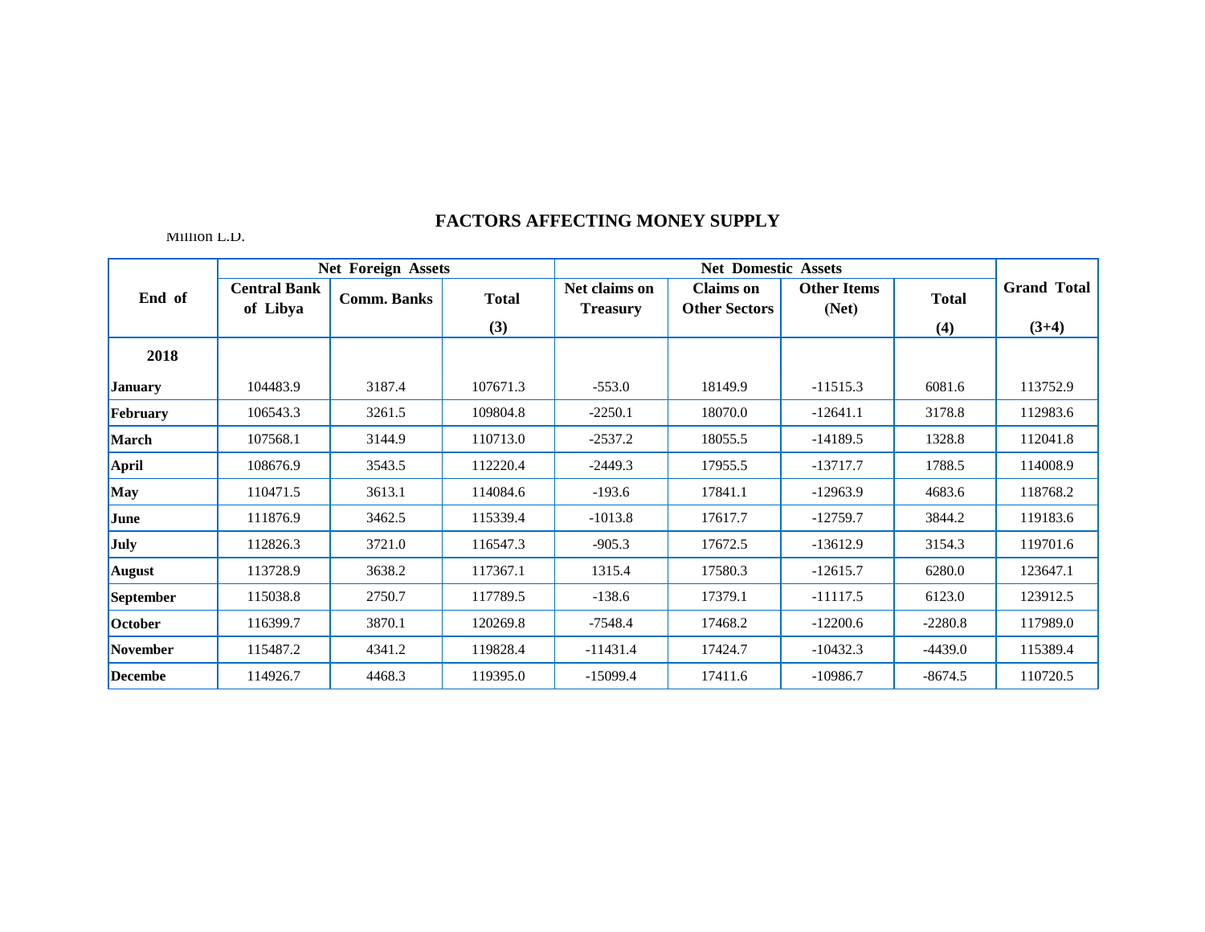# FACTORS AFFECTING MONEY SUPPLY

Million L.D.

| End of | Net Foreign Assets | | | Net Domestic Assets | | | | Grand Total |
|---|---|---|---|---|---|---|---|---|
| | Central Bank of Libya | Comm. Banks | Total (3) | Net claims on Treasury | Claims on Other Sectors | Other Items (Net) | Total (4) | (3+4) |
| **2018** | | | | | | | | |
| **January** | 104483.9 | 3187.4 | 107671.3 | -553.0 | 18149.9 | -11515.3 | 6081.6 | 113752.9 |
| **February** | 106543.3 | 3261.5 | 109804.8 | -2250.1 | 18070.0 | -12641.1 | 3178.8 | 112983.6 |
| **March** | 107568.1 | 3144.9 | 110713.0 | -2537.2 | 18055.5 | -14189.5 | 1328.8 | 112041.8 |
| **April** | 108676.9 | 3543.5 | 112220.4 | -2449.3 | 17955.5 | -13717.7 | 1788.5 | 114008.9 |
| **May** | 110471.5 | 3613.1 | 114084.6 | -193.6 | 17841.1 | -12963.9 | 4683.6 | 118768.2 |
| **June** | 111876.9 | 3462.5 | 115339.4 | -1013.8 | 17617.7 | -12759.7 | 3844.2 | 119183.6 |
| **July** | 112826.3 | 3721.0 | 116547.3 | -905.3 | 17672.5 | -13612.9 | 3154.3 | 119701.6 |
| **August** | 113728.9 | 3638.2 | 117367.1 | 1315.4 | 17580.3 | -12615.7 | 6280.0 | 123647.1 |
| **September** | 115038.8 | 2750.7 | 117789.5 | -138.6 | 17379.1 | -11117.5 | 6123.0 | 123912.5 |
| **October** | 116399.7 | 3870.1 | 120269.8 | -7548.4 | 17468.2 | -12200.6 | -2280.8 | 117989.0 |
| **November** | 115487.2 | 4341.2 | 119828.4 | -11431.4 | 17424.7 | -10432.3 | -4439.0 | 115389.4 |
| **Decembe** | 114926.7 | 4468.3 | 119395.0 | -15099.4 | 17411.6 | -10986.7 | -8674.5 | 110720.5 |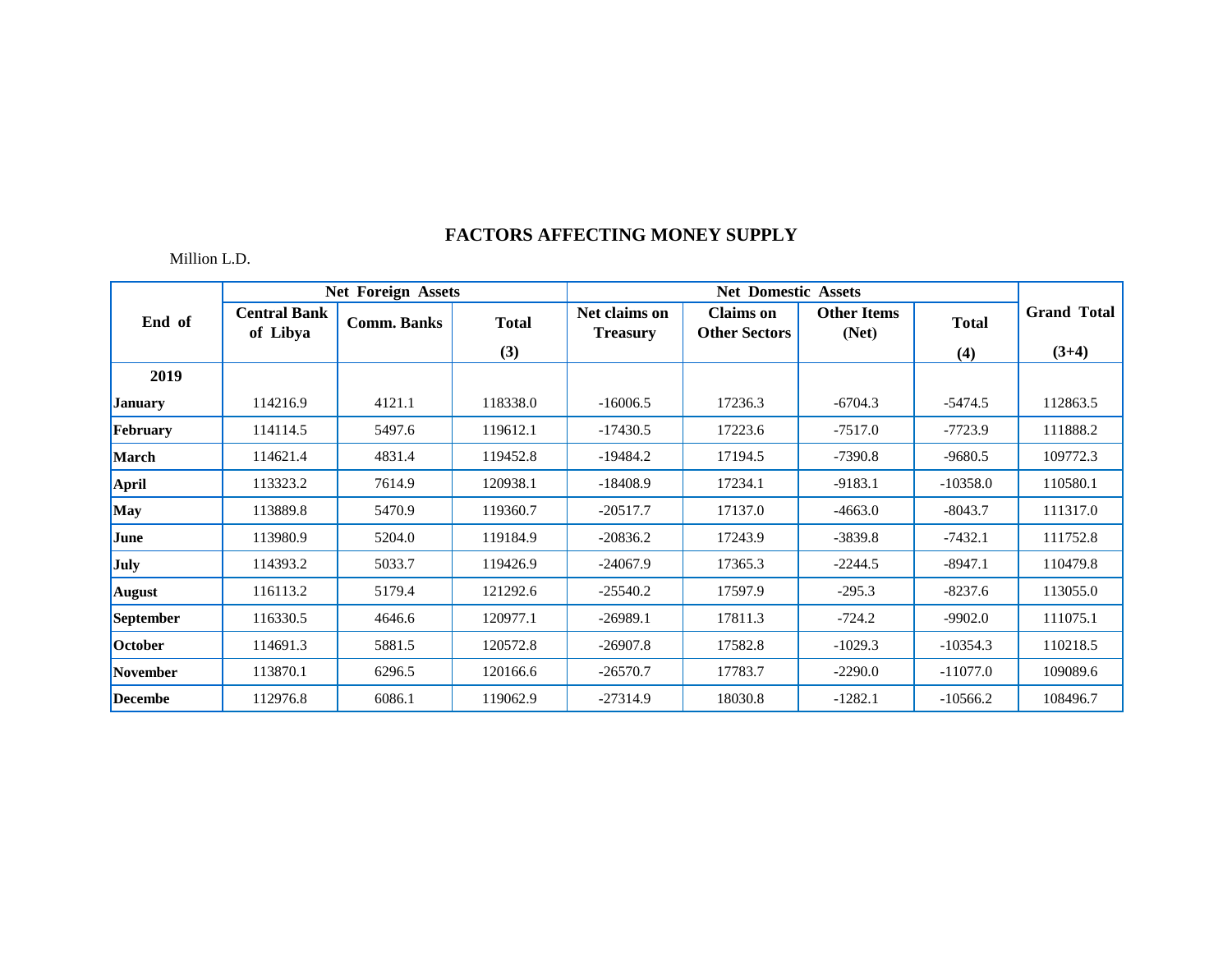## FACTORS AFFECTING MONEY SUPPLY

Million L.D.

| End of | Net Foreign Assets | | | Net Domestic Assets | | | | Grand Total |
|---|---|---|---|---|---|---|---|---|
| | Central Bank of Libya | Comm. Banks | Total (3) | Net claims on Treasury | Claims on Other Sectors | Other Items (Net) | Total (4) | (3+4) |
| **2019** | | | | | | | | |
| **January** | 114216.9 | 4121.1 | 118338.0 | -16006.5 | 17236.3 | -6704.3 | -5474.5 | 112863.5 |
| **February** | 114114.5 | 5497.6 | 119612.1 | -17430.5 | 17223.6 | -7517.0 | -7723.9 | 111888.2 |
| **March** | 114621.4 | 4831.4 | 119452.8 | -19484.2 | 17194.5 | -7390.8 | -9680.5 | 109772.3 |
| **April** | 113323.2 | 7614.9 | 120938.1 | -18408.9 | 17234.1 | -9183.1 | -10358.0 | 110580.1 |
| **May** | 113889.8 | 5470.9 | 119360.7 | -20517.7 | 17137.0 | -4663.0 | -8043.7 | 111317.0 |
| **June** | 113980.9 | 5204.0 | 119184.9 | -20836.2 | 17243.9 | -3839.8 | -7432.1 | 111752.8 |
| **July** | 114393.2 | 5033.7 | 119426.9 | -24067.9 | 17365.3 | -2244.5 | -8947.1 | 110479.8 |
| **August** | 116113.2 | 5179.4 | 121292.6 | -25540.2 | 17597.9 | -295.3 | -8237.6 | 113055.0 |
| **September** | 116330.5 | 4646.6 | 120977.1 | -26989.1 | 17811.3 | -724.2 | -9902.0 | 111075.1 |
| **October** | 114691.3 | 5881.5 | 120572.8 | -26907.8 | 17582.8 | -1029.3 | -10354.3 | 110218.5 |
| **November** | 113870.1 | 6296.5 | 120166.6 | -26570.7 | 17783.7 | -2290.0 | -11077.0 | 109089.6 |
| **Decembe** | 112976.8 | 6086.1 | 119062.9 | -27314.9 | 18030.8 | -1282.1 | -10566.2 | 108496.7 |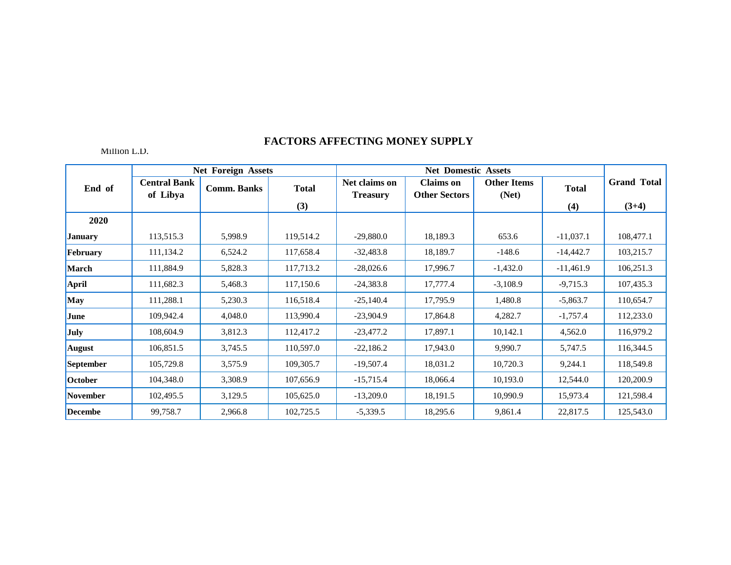# FACTORS AFFECTING MONEY SUPPLY

Million L.D.

| End of | Net Foreign Assets | | | Net Domestic Assets | | | | Grand Total |
|---|---|---|---|---|---|---|---|---|
| | Central Bank of Libya | Comm. Banks | Total (3) | Net claims on Treasury | Claims on Other Sectors | Other Items (Net) | Total (4) | (3+4) |
| **2020** | | | | | | | | |
| **January** | 113,515.3 | 5,998.9 | 119,514.2 | -29,880.0 | 18,189.3 | 653.6 | -11,037.1 | 108,477.1 |
| **February** | 111,134.2 | 6,524.2 | 117,658.4 | -32,483.8 | 18,189.7 | -148.6 | -14,442.7 | 103,215.7 |
| **March** | 111,884.9 | 5,828.3 | 117,713.2 | -28,026.6 | 17,996.7 | -1,432.0 | -11,461.9 | 106,251.3 |
| **April** | 111,682.3 | 5,468.3 | 117,150.6 | -24,383.8 | 17,777.4 | -3,108.9 | -9,715.3 | 107,435.3 |
| **May** | 111,288.1 | 5,230.3 | 116,518.4 | -25,140.4 | 17,795.9 | 1,480.8 | -5,863.7 | 110,654.7 |
| **June** | 109,942.4 | 4,048.0 | 113,990.4 | -23,904.9 | 17,864.8 | 4,282.7 | -1,757.4 | 112,233.0 |
| **July** | 108,604.9 | 3,812.3 | 112,417.2 | -23,477.2 | 17,897.1 | 10,142.1 | 4,562.0 | 116,979.2 |
| **August** | 106,851.5 | 3,745.5 | 110,597.0 | -22,186.2 | 17,943.0 | 9,990.7 | 5,747.5 | 116,344.5 |
| **September** | 105,729.8 | 3,575.9 | 109,305.7 | -19,507.4 | 18,031.2 | 10,720.3 | 9,244.1 | 118,549.8 |
| **October** | 104,348.0 | 3,308.9 | 107,656.9 | -15,715.4 | 18,066.4 | 10,193.0 | 12,544.0 | 120,200.9 |
| **November** | 102,495.5 | 3,129.5 | 105,625.0 | -13,209.0 | 18,191.5 | 10,990.9 | 15,973.4 | 121,598.4 |
| **Decembe** | 99,758.7 | 2,966.8 | 102,725.5 | -5,339.5 | 18,295.6 | 9,861.4 | 22,817.5 | 125,543.0 |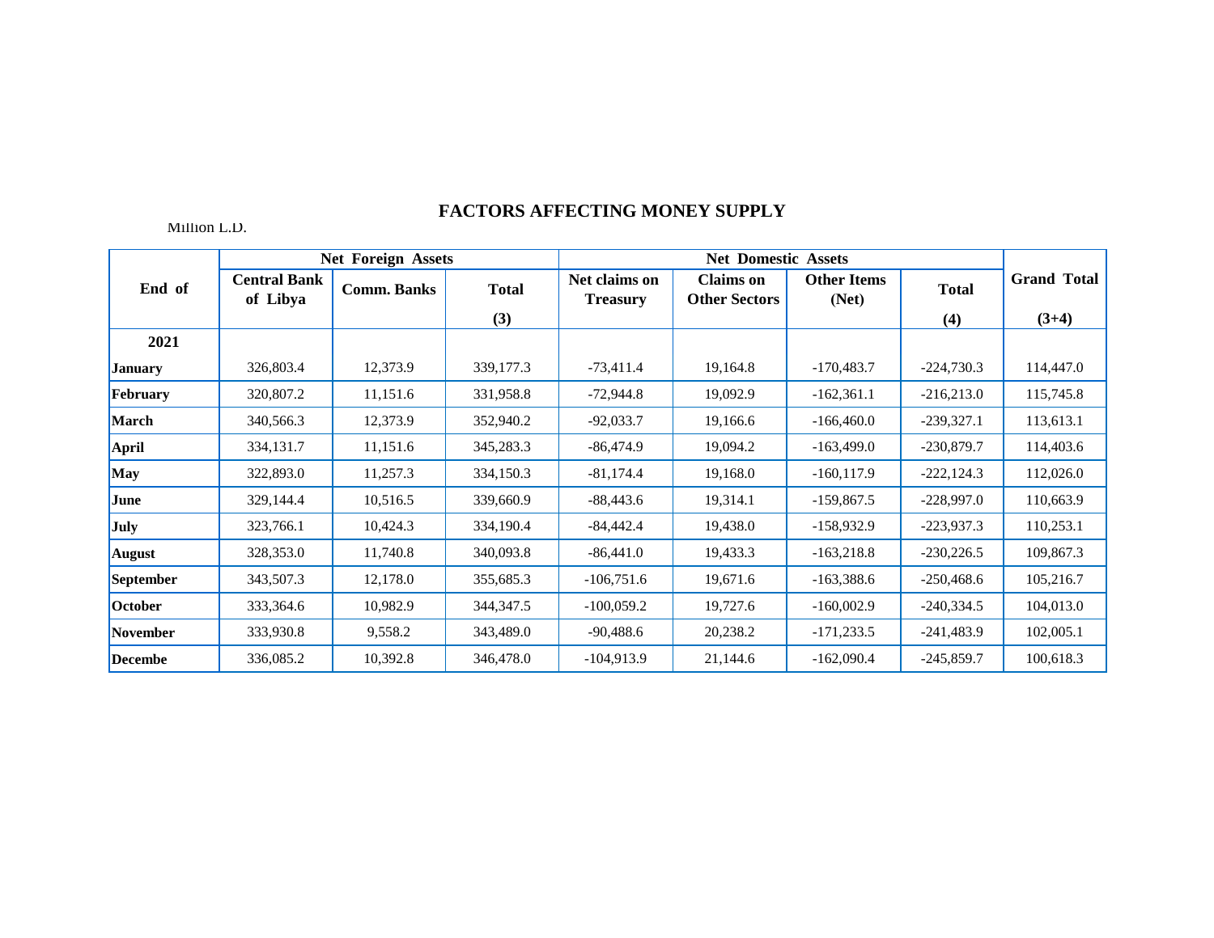## FACTORS AFFECTING MONEY SUPPLY

Million L.D.

| End of | Net Foreign Assets | | | Net Domestic Assets | | | | Grand Total |
|---|---|---|---|---|---|---|---|---|
| | Central Bank of Libya | Comm. Banks | Total (3) | Net claims on Treasury | Claims on Other Sectors | Other Items (Net) | Total (4) | (3+4) |
| **2021** | | | | | | | | |
| **January** | 326,803.4 | 12,373.9 | 339,177.3 | -73,411.4 | 19,164.8 | -170,483.7 | -224,730.3 | 114,447.0 |
| **February** | 320,807.2 | 11,151.6 | 331,958.8 | -72,944.8 | 19,092.9 | -162,361.1 | -216,213.0 | 115,745.8 |
| **March** | 340,566.3 | 12,373.9 | 352,940.2 | -92,033.7 | 19,166.6 | -166,460.0 | -239,327.1 | 113,613.1 |
| **April** | 334,131.7 | 11,151.6 | 345,283.3 | -86,474.9 | 19,094.2 | -163,499.0 | -230,879.7 | 114,403.6 |
| **May** | 322,893.0 | 11,257.3 | 334,150.3 | -81,174.4 | 19,168.0 | -160,117.9 | -222,124.3 | 112,026.0 |
| **June** | 329,144.4 | 10,516.5 | 339,660.9 | -88,443.6 | 19,314.1 | -159,867.5 | -228,997.0 | 110,663.9 |
| **July** | 323,766.1 | 10,424.3 | 334,190.4 | -84,442.4 | 19,438.0 | -158,932.9 | -223,937.3 | 110,253.1 |
| **August** | 328,353.0 | 11,740.8 | 340,093.8 | -86,441.0 | 19,433.3 | -163,218.8 | -230,226.5 | 109,867.3 |
| **September** | 343,507.3 | 12,178.0 | 355,685.3 | -106,751.6 | 19,671.6 | -163,388.6 | -250,468.6 | 105,216.7 |
| **October** | 333,364.6 | 10,982.9 | 344,347.5 | -100,059.2 | 19,727.6 | -160,002.9 | -240,334.5 | 104,013.0 |
| **November** | 333,930.8 | 9,558.2 | 343,489.0 | -90,488.6 | 20,238.2 | -171,233.5 | -241,483.9 | 102,005.1 |
| **Decembe** | 336,085.2 | 10,392.8 | 346,478.0 | -104,913.9 | 21,144.6 | -162,090.4 | -245,859.7 | 100,618.3 |